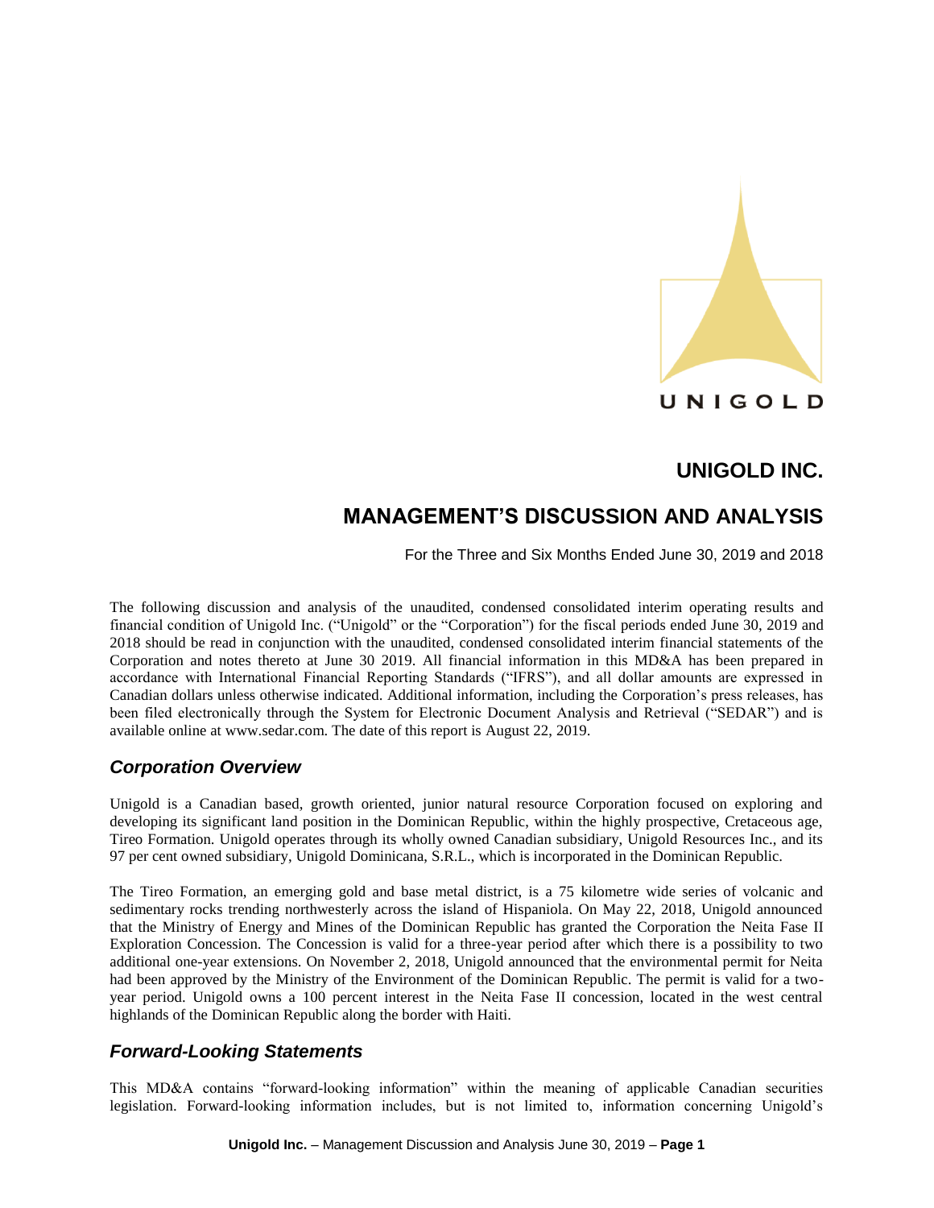UNIGOLD

# UNIGOLD INC.

# MANAGEMENT'S DISCUSSION AND ANALYSIS

For the Three and Six Months Ended June 30, 2019 and 2018

The following discussion and analysis of the unaudited, condensed consolidated interim operating results and financial condition of Unigold Inc. ("Unigold" or the "Corporation") for the fiscal periods ended June 30, 2019 and 2018 should be read in conjunction with the unaudited, condensed consolidated interim financial statements of the Corporation and notes thereto at June 30 2019. All financial information in this MD&A has been prepared in accordance with International Financial Reporting Standards ("IFRS"), and all dollar amounts are expressed in Canadian dollars unless otherwise indicated. Additional information, including the Corporation's press releases, has been filed electronically through the System for Electronic Document Analysis and Retrieval ("SEDAR") and is available online at www.sedar.com. The date of this report is August 22, 2019.

## *Corporation Overview*

Unigold is a Canadian based, growth oriented, junior natural resource Corporation focused on exploring and developing its significant land position in the Dominican Republic, within the highly prospective, Cretaceous age, Tireo Formation. Unigold operates through its wholly owned Canadian subsidiary, Unigold Resources Inc., and its 97 per cent owned subsidiary, Unigold Dominicana, S.R.L., which is incorporated in the Dominican Republic.

The Tireo Formation, an emerging gold and base metal district, is a 75 kilometre wide series of volcanic and sedimentary rocks trending northwesterly across the island of Hispaniola. On May 22, 2018, Unigold announced that the Ministry of Energy and Mines of the Dominican Republic has granted the Corporation the Neita Fase II Exploration Concession. The Concession is valid for a three-year period after which there is a possibility to two additional one-year extensions. On November 2, 2018, Unigold announced that the environmental permit for Neita had been approved by the Ministry of the Environment of the Dominican Republic. The permit is valid for a two-year period. Unigold owns a 100 percent interest in the Neita Fase II concession, located in the west central highlands of the Dominican Republic along the border with Haiti.

## *Forward-Looking Statements*

This MD&A contains "forward-looking information" within the meaning of applicable Canadian securities legislation. Forward-looking information includes, but is not limited to, information concerning Unigold's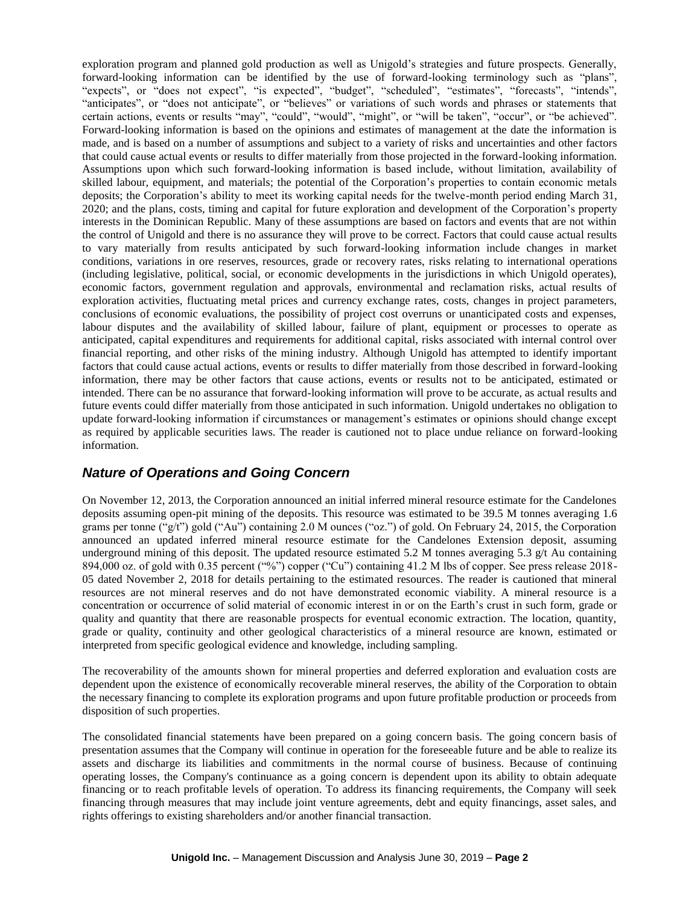exploration program and planned gold production as well as Unigold's strategies and future prospects. Generally, forward-looking information can be identified by the use of forward-looking terminology such as "plans", "expects", or "does not expect", "is expected", "budget", "scheduled", "estimates", "forecasts", "intends", "anticipates", or "does not anticipate", or "believes" or variations of such words and phrases or statements that certain actions, events or results "may", "could", "would", "might", or "will be taken", "occur", or "be achieved". Forward-looking information is based on the opinions and estimates of management at the date the information is made, and is based on a number of assumptions and subject to a variety of risks and uncertainties and other factors that could cause actual events or results to differ materially from those projected in the forward-looking information. Assumptions upon which such forward-looking information is based include, without limitation, availability of skilled labour, equipment, and materials; the potential of the Corporation's properties to contain economic metals deposits; the Corporation's ability to meet its working capital needs for the twelve-month period ending March 31, 2020; and the plans, costs, timing and capital for future exploration and development of the Corporation's property interests in the Dominican Republic. Many of these assumptions are based on factors and events that are not within the control of Unigold and there is no assurance they will prove to be correct. Factors that could cause actual results to vary materially from results anticipated by such forward-looking information include changes in market conditions, variations in ore reserves, resources, grade or recovery rates, risks relating to international operations (including legislative, political, social, or economic developments in the jurisdictions in which Unigold operates), economic factors, government regulation and approvals, environmental and reclamation risks, actual results of exploration activities, fluctuating metal prices and currency exchange rates, costs, changes in project parameters, conclusions of economic evaluations, the possibility of project cost overruns or unanticipated costs and expenses, labour disputes and the availability of skilled labour, failure of plant, equipment or processes to operate as anticipated, capital expenditures and requirements for additional capital, risks associated with internal control over financial reporting, and other risks of the mining industry. Although Unigold has attempted to identify important factors that could cause actual actions, events or results to differ materially from those described in forward-looking information, there may be other factors that cause actions, events or results not to be anticipated, estimated or intended. There can be no assurance that forward-looking information will prove to be accurate, as actual results and future events could differ materially from those anticipated in such information. Unigold undertakes no obligation to update forward-looking information if circumstances or management's estimates or opinions should change except as required by applicable securities laws. The reader is cautioned not to place undue reliance on forward-looking information.

## *Nature of Operations and Going Concern*

On November 12, 2013, the Corporation announced an initial inferred mineral resource estimate for the Candelones deposits assuming open-pit mining of the deposits. This resource was estimated to be 39.5 M tonnes averaging 1.6 grams per tonne ("g/t") gold ("Au") containing 2.0 M ounces ("oz.") of gold. On February 24, 2015, the Corporation announced an updated inferred mineral resource estimate for the Candelones Extension deposit, assuming underground mining of this deposit. The updated resource estimated 5.2 M tonnes averaging 5.3 g/t Au containing 894,000 oz. of gold with 0.35 percent ("%") copper ("Cu") containing 41.2 M lbs of copper. See press release 2018-05 dated November 2, 2018 for details pertaining to the estimated resources. The reader is cautioned that mineral resources are not mineral reserves and do not have demonstrated economic viability. A mineral resource is a concentration or occurrence of solid material of economic interest in or on the Earth's crust in such form, grade or quality and quantity that there are reasonable prospects for eventual economic extraction. The location, quantity, grade or quality, continuity and other geological characteristics of a mineral resource are known, estimated or interpreted from specific geological evidence and knowledge, including sampling.

The recoverability of the amounts shown for mineral properties and deferred exploration and evaluation costs are dependent upon the existence of economically recoverable mineral reserves, the ability of the Corporation to obtain the necessary financing to complete its exploration programs and upon future profitable production or proceeds from disposition of such properties.

The consolidated financial statements have been prepared on a going concern basis. The going concern basis of presentation assumes that the Company will continue in operation for the foreseeable future and be able to realize its assets and discharge its liabilities and commitments in the normal course of business. Because of continuing operating losses, the Company's continuance as a going concern is dependent upon its ability to obtain adequate financing or to reach profitable levels of operation. To address its financing requirements, the Company will seek financing through measures that may include joint venture agreements, debt and equity financings, asset sales, and rights offerings to existing shareholders and/or another financial transaction.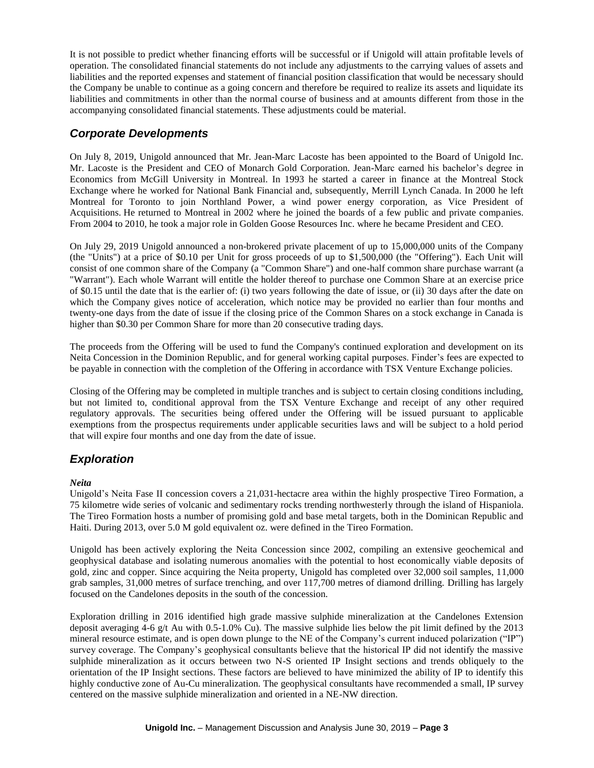It is not possible to predict whether financing efforts will be successful or if Unigold will attain profitable levels of operation. The consolidated financial statements do not include any adjustments to the carrying values of assets and liabilities and the reported expenses and statement of financial position classification that would be necessary should the Company be unable to continue as a going concern and therefore be required to realize its assets and liquidate its liabilities and commitments in other than the normal course of business and at amounts different from those in the accompanying consolidated financial statements. These adjustments could be material.

## *Corporate Developments*

On July 8, 2019, Unigold announced that Mr. Jean-Marc Lacoste has been appointed to the Board of Unigold Inc. Mr. Lacoste is the President and CEO of Monarch Gold Corporation. Jean-Marc earned his bachelor's degree in Economics from McGill University in Montreal. In 1993 he started a career in finance at the Montreal Stock Exchange where he worked for National Bank Financial and, subsequently, Merrill Lynch Canada. In 2000 he left Montreal for Toronto to join Northland Power, a wind power energy corporation, as Vice President of Acquisitions. He returned to Montreal in 2002 where he joined the boards of a few public and private companies. From 2004 to 2010, he took a major role in Golden Goose Resources Inc. where he became President and CEO.

On July 29, 2019 Unigold announced a non-brokered private placement of up to 15,000,000 units of the Company (the "Units") at a price of $0.10 per Unit for gross proceeds of up to $1,500,000 (the "Offering"). Each Unit will consist of one common share of the Company (a "Common Share") and one-half common share purchase warrant (a "Warrant"). Each whole Warrant will entitle the holder thereof to purchase one Common Share at an exercise price of $0.15 until the date that is the earlier of: (i) two years following the date of issue, or (ii) 30 days after the date on which the Company gives notice of acceleration, which notice may be provided no earlier than four months and twenty-one days from the date of issue if the closing price of the Common Shares on a stock exchange in Canada is higher than $0.30 per Common Share for more than 20 consecutive trading days.

The proceeds from the Offering will be used to fund the Company's continued exploration and development on its Neita Concession in the Dominion Republic, and for general working capital purposes. Finder's fees are expected to be payable in connection with the completion of the Offering in accordance with TSX Venture Exchange policies.

Closing of the Offering may be completed in multiple tranches and is subject to certain closing conditions including, but not limited to, conditional approval from the TSX Venture Exchange and receipt of any other required regulatory approvals. The securities being offered under the Offering will be issued pursuant to applicable exemptions from the prospectus requirements under applicable securities laws and will be subject to a hold period that will expire four months and one day from the date of issue.

## *Exploration*

***Neita***

Unigold's Neita Fase II concession covers a 21,031-hectacre area within the highly prospective Tireo Formation, a 75 kilometre wide series of volcanic and sedimentary rocks trending northwesterly through the island of Hispaniola. The Tireo Formation hosts a number of promising gold and base metal targets, both in the Dominican Republic and Haiti. During 2013, over 5.0 M gold equivalent oz. were defined in the Tireo Formation.

Unigold has been actively exploring the Neita Concession since 2002, compiling an extensive geochemical and geophysical database and isolating numerous anomalies with the potential to host economically viable deposits of gold, zinc and copper. Since acquiring the Neita property, Unigold has completed over 32,000 soil samples, 11,000 grab samples, 31,000 metres of surface trenching, and over 117,700 metres of diamond drilling. Drilling has largely focused on the Candelones deposits in the south of the concession.

Exploration drilling in 2016 identified high grade massive sulphide mineralization at the Candelones Extension deposit averaging 4-6 g/t Au with 0.5-1.0% Cu). The massive sulphide lies below the pit limit defined by the 2013 mineral resource estimate, and is open down plunge to the NE of the Company's current induced polarization ("IP") survey coverage. The Company's geophysical consultants believe that the historical IP did not identify the massive sulphide mineralization as it occurs between two N-S oriented IP Insight sections and trends obliquely to the orientation of the IP Insight sections. These factors are believed to have minimized the ability of IP to identify this highly conductive zone of Au-Cu mineralization. The geophysical consultants have recommended a small, IP survey centered on the massive sulphide mineralization and oriented in a NE-NW direction.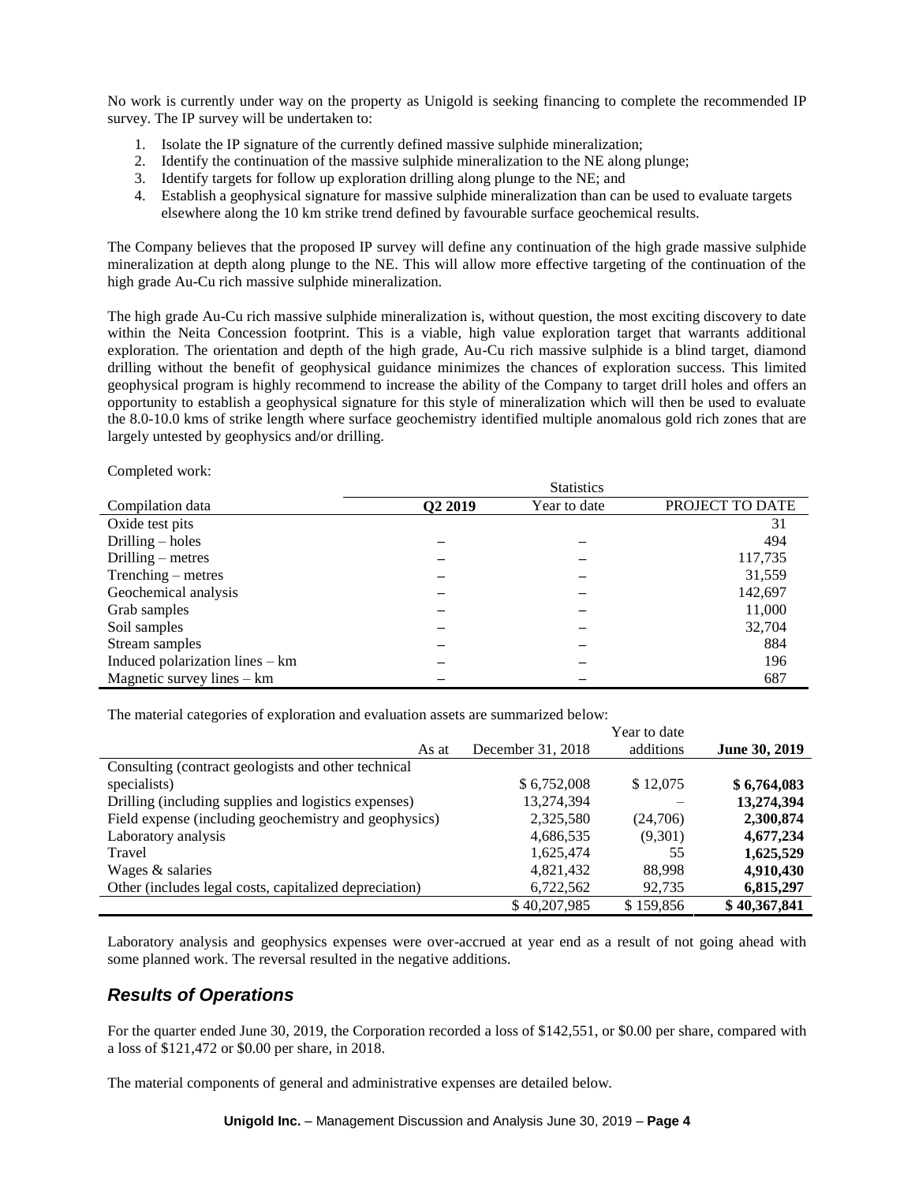No work is currently under way on the property as Unigold is seeking financing to complete the recommended IP survey. The IP survey will be undertaken to:

1. Isolate the IP signature of the currently defined massive sulphide mineralization;
2. Identify the continuation of the massive sulphide mineralization to the NE along plunge;
3. Identify targets for follow up exploration drilling along plunge to the NE; and
4. Establish a geophysical signature for massive sulphide mineralization than can be used to evaluate targets elsewhere along the 10 km strike trend defined by favourable surface geochemical results.

The Company believes that the proposed IP survey will define any continuation of the high grade massive sulphide mineralization at depth along plunge to the NE. This will allow more effective targeting of the continuation of the high grade Au-Cu rich massive sulphide mineralization.

The high grade Au-Cu rich massive sulphide mineralization is, without question, the most exciting discovery to date within the Neita Concession footprint. This is a viable, high value exploration target that warrants additional exploration. The orientation and depth of the high grade, Au-Cu rich massive sulphide is a blind target, diamond drilling without the benefit of geophysical guidance minimizes the chances of exploration success. This limited geophysical program is highly recommend to increase the ability of the Company to target drill holes and offers an opportunity to establish a geophysical signature for this style of mineralization which will then be used to evaluate the 8.0-10.0 kms of strike length where surface geochemistry identified multiple anomalous gold rich zones that are largely untested by geophysics and/or drilling.

Completed work:

| | Statistics | | |
|---|---|---|---|
| Compilation data | **Q2 2019** | Year to date | PROJECT TO DATE |
| Oxide test pits | | | 31 |
| Drilling – holes | – | – | 494 |
| Drilling – metres | – | – | 117,735 |
| Trenching – metres | – | – | 31,559 |
| Geochemical analysis | – | – | 142,697 |
| Grab samples | – | – | 11,000 |
| Soil samples | – | – | 32,704 |
| Stream samples | – | – | 884 |
| Induced polarization lines – km | – | – | 196 |
| Magnetic survey lines – km | – | – | 687 |

The material categories of exploration and evaluation assets are summarized below:

| As at | December 31, 2018 | Year to date additions | **June 30, 2019** |
|---|---|---|---|
| Consulting (contract geologists and other technical specialists) | $ 6,752,008 | $ 12,075 | **$ 6,764,083** |
| Drilling (including supplies and logistics expenses) | 13,274,394 | – | **13,274,394** |
| Field expense (including geochemistry and geophysics) | 2,325,580 | (24,706) | **2,300,874** |
| Laboratory analysis | 4,686,535 | (9,301) | **4,677,234** |
| Travel | 1,625,474 | 55 | **1,625,529** |
| Wages & salaries | 4,821,432 | 88,998 | **4,910,430** |
| Other (includes legal costs, capitalized depreciation) | 6,722,562 | 92,735 | **6,815,297** |
| | $ 40,207,985 | $ 159,856 | **$ 40,367,841** |

Laboratory analysis and geophysics expenses were over-accrued at year end as a result of not going ahead with some planned work. The reversal resulted in the negative additions.

## *Results of Operations*

For the quarter ended June 30, 2019, the Corporation recorded a loss of $142,551, or $0.00 per share, compared with a loss of $121,472 or $0.00 per share, in 2018.

The material components of general and administrative expenses are detailed below.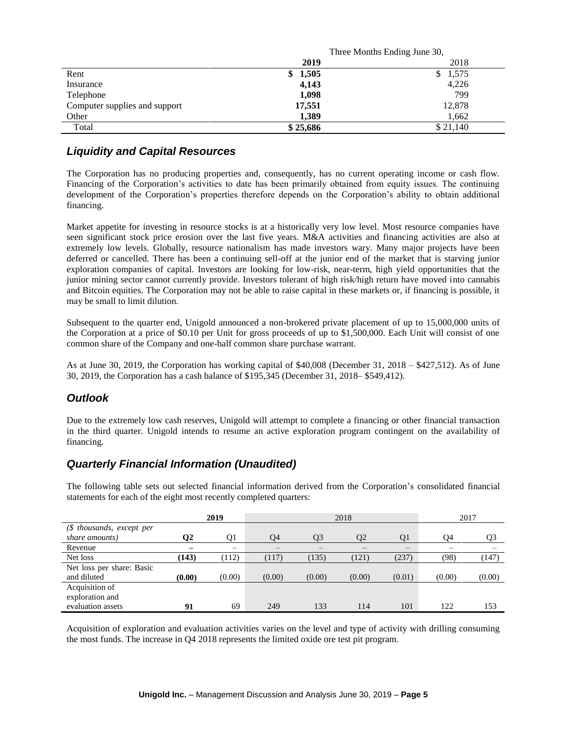| | Three Months Ending June 30, | |
|---|---|---|
| | **2019** | 2018 |
| Rent | **$ 1,505** | $ 1,575 |
| Insurance | **4,143** | 4,226 |
| Telephone | **1,098** | 799 |
| Computer supplies and support | **17,551** | 12,878 |
| Other | **1,389** | 1,662 |
| Total | **$ 25,686** | $ 21,140 |

## *Liquidity and Capital Resources*

The Corporation has no producing properties and, consequently, has no current operating income or cash flow. Financing of the Corporation's activities to date has been primarily obtained from equity issues. The continuing development of the Corporation's properties therefore depends on the Corporation's ability to obtain additional financing.

Market appetite for investing in resource stocks is at a historically very low level. Most resource companies have seen significant stock price erosion over the last five years. M&A activities and financing activities are also at extremely low levels. Globally, resource nationalism has made investors wary. Many major projects have been deferred or cancelled. There has been a continuing sell-off at the junior end of the market that is starving junior exploration companies of capital. Investors are looking for low-risk, near-term, high yield opportunities that the junior mining sector cannot currently provide. Investors tolerant of high risk/high return have moved into cannabis and Bitcoin equities. The Corporation may not be able to raise capital in these markets or, if financing is possible, it may be small to limit dilution.

Subsequent to the quarter end, Unigold announced a non-brokered private placement of up to 15,000,000 units of the Corporation at a price of $0.10 per Unit for gross proceeds of up to $1,500,000. Each Unit will consist of one common share of the Company and one-half common share purchase warrant.

As at June 30, 2019, the Corporation has working capital of $40,008 (December 31, 2018 – $427,512). As of June 30, 2019, the Corporation has a cash balance of $195,345 (December 31, 2018– $549,412).

## *Outlook*

Due to the extremely low cash reserves, Unigold will attempt to complete a financing or other financial transaction in the third quarter. Unigold intends to resume an active exploration program contingent on the availability of financing.

## *Quarterly Financial Information (Unaudited)*

The following table sets out selected financial information derived from the Corporation's consolidated financial statements for each of the eight most recently completed quarters:

| | **2019** | | 2018 | | | | 2017 | |
|---|---|---|---|---|---|---|---|---|
| *($ thousands, except per share amounts)* | **Q2** | Q1 | Q4 | Q3 | Q2 | Q1 | Q4 | Q3 |
| Revenue | **–** | – | – | – | – | – | – | – |
| Net loss | **(143)** | (112) | (117) | (135) | (121) | (237) | (98) | (147) |
| Net loss per share: Basic and diluted | **(0.00)** | (0.00) | (0.00) | (0.00) | (0.00) | (0.01) | (0.00) | (0.00) |
| Acquisition of exploration and evaluation assets | **91** | 69 | 249 | 133 | 114 | 101 | 122 | 153 |

Acquisition of exploration and evaluation activities varies on the level and type of activity with drilling consuming the most funds. The increase in Q4 2018 represents the limited oxide ore test pit program.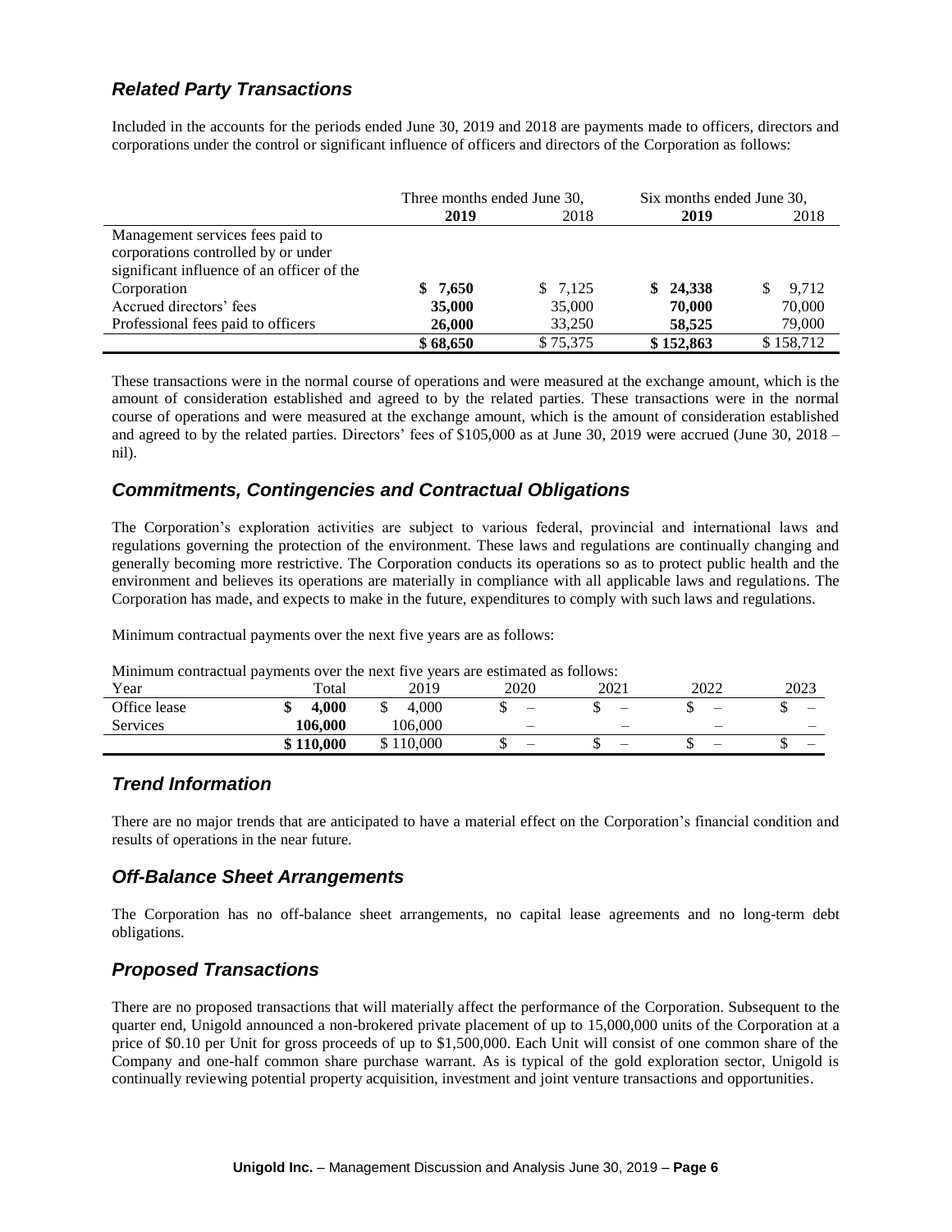## *Related Party Transactions*

Included in the accounts for the periods ended June 30, 2019 and 2018 are payments made to officers, directors and corporations under the control or significant influence of officers and directors of the Corporation as follows:

| | Three months ended June 30, | | Six months ended June 30, | |
|---|---|---|---|---|
| | **2019** | 2018 | **2019** | 2018 |
| Management services fees paid to corporations controlled by or under significant influence of an officer of the Corporation | **$ 7,650** | $ 7,125 | **$ 24,338** | $ 9,712 |
| Accrued directors' fees | **35,000** | 35,000 | **70,000** | 70,000 |
| Professional fees paid to officers | **26,000** | 33,250 | **58,525** | 79,000 |
| | **$ 68,650** | $ 75,375 | **$ 152,863** | $ 158,712 |

These transactions were in the normal course of operations and were measured at the exchange amount, which is the amount of consideration established and agreed to by the related parties. These transactions were in the normal course of operations and were measured at the exchange amount, which is the amount of consideration established and agreed to by the related parties. Directors' fees of $105,000 as at June 30, 2019 were accrued (June 30, 2018 – nil).

## *Commitments, Contingencies and Contractual Obligations*

The Corporation's exploration activities are subject to various federal, provincial and international laws and regulations governing the protection of the environment. These laws and regulations are continually changing and generally becoming more restrictive. The Corporation conducts its operations so as to protect public health and the environment and believes its operations are materially in compliance with all applicable laws and regulations. The Corporation has made, and expects to make in the future, expenditures to comply with such laws and regulations.

Minimum contractual payments over the next five years are as follows:

Minimum contractual payments over the next five years are estimated as follows:

| Year | Total | 2019 | 2020 | 2021 | 2022 | 2023 |
|---|---|---|---|---|---|---|
| Office lease | **$ 4,000** | $ 4,000 | $ – | $ – | $ – | $ – |
| Services | **106,000** | 106,000 | – | – | – | – |
| | **$ 110,000** | $ 110,000 | $ – | $ – | $ – | $ – |

## *Trend Information*

There are no major trends that are anticipated to have a material effect on the Corporation's financial condition and results of operations in the near future.

## *Off-Balance Sheet Arrangements*

The Corporation has no off-balance sheet arrangements, no capital lease agreements and no long-term debt obligations.

## *Proposed Transactions*

There are no proposed transactions that will materially affect the performance of the Corporation. Subsequent to the quarter end, Unigold announced a non-brokered private placement of up to 15,000,000 units of the Corporation at a price of $0.10 per Unit for gross proceeds of up to $1,500,000. Each Unit will consist of one common share of the Company and one-half common share purchase warrant. As is typical of the gold exploration sector, Unigold is continually reviewing potential property acquisition, investment and joint venture transactions and opportunities.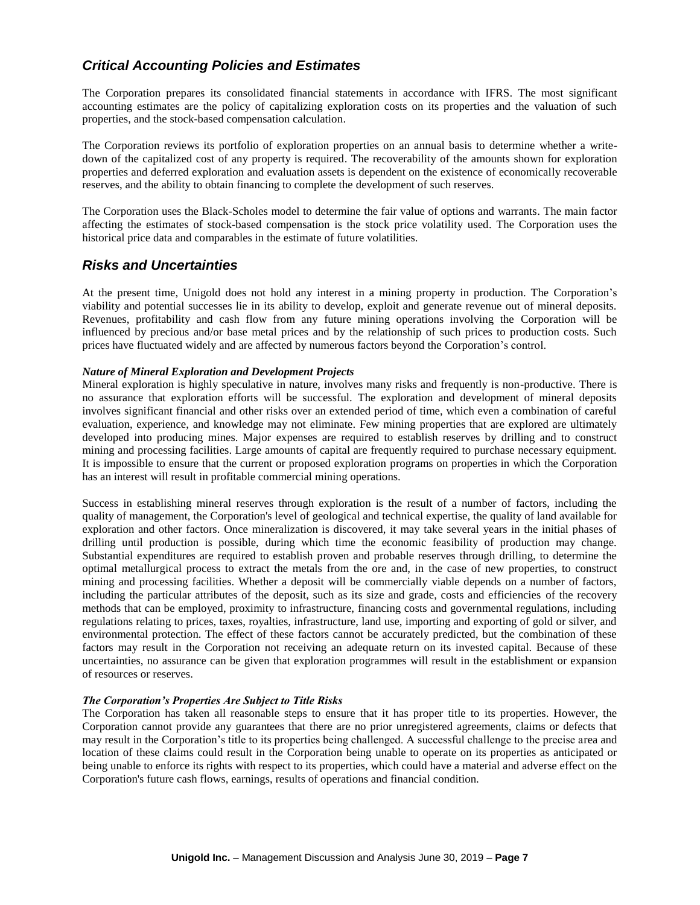## *Critical Accounting Policies and Estimates*

The Corporation prepares its consolidated financial statements in accordance with IFRS. The most significant accounting estimates are the policy of capitalizing exploration costs on its properties and the valuation of such properties, and the stock-based compensation calculation.

The Corporation reviews its portfolio of exploration properties on an annual basis to determine whether a write-down of the capitalized cost of any property is required. The recoverability of the amounts shown for exploration properties and deferred exploration and evaluation assets is dependent on the existence of economically recoverable reserves, and the ability to obtain financing to complete the development of such reserves.

The Corporation uses the Black-Scholes model to determine the fair value of options and warrants. The main factor affecting the estimates of stock-based compensation is the stock price volatility used. The Corporation uses the historical price data and comparables in the estimate of future volatilities.

## *Risks and Uncertainties*

At the present time, Unigold does not hold any interest in a mining property in production. The Corporation's viability and potential successes lie in its ability to develop, exploit and generate revenue out of mineral deposits. Revenues, profitability and cash flow from any future mining operations involving the Corporation will be influenced by precious and/or base metal prices and by the relationship of such prices to production costs. Such prices have fluctuated widely and are affected by numerous factors beyond the Corporation's control.

***Nature of Mineral Exploration and Development Projects***

Mineral exploration is highly speculative in nature, involves many risks and frequently is non-productive. There is no assurance that exploration efforts will be successful. The exploration and development of mineral deposits involves significant financial and other risks over an extended period of time, which even a combination of careful evaluation, experience, and knowledge may not eliminate. Few mining properties that are explored are ultimately developed into producing mines. Major expenses are required to establish reserves by drilling and to construct mining and processing facilities. Large amounts of capital are frequently required to purchase necessary equipment. It is impossible to ensure that the current or proposed exploration programs on properties in which the Corporation has an interest will result in profitable commercial mining operations.

Success in establishing mineral reserves through exploration is the result of a number of factors, including the quality of management, the Corporation's level of geological and technical expertise, the quality of land available for exploration and other factors. Once mineralization is discovered, it may take several years in the initial phases of drilling until production is possible, during which time the economic feasibility of production may change. Substantial expenditures are required to establish proven and probable reserves through drilling, to determine the optimal metallurgical process to extract the metals from the ore and, in the case of new properties, to construct mining and processing facilities. Whether a deposit will be commercially viable depends on a number of factors, including the particular attributes of the deposit, such as its size and grade, costs and efficiencies of the recovery methods that can be employed, proximity to infrastructure, financing costs and governmental regulations, including regulations relating to prices, taxes, royalties, infrastructure, land use, importing and exporting of gold or silver, and environmental protection. The effect of these factors cannot be accurately predicted, but the combination of these factors may result in the Corporation not receiving an adequate return on its invested capital. Because of these uncertainties, no assurance can be given that exploration programmes will result in the establishment or expansion of resources or reserves.

***The Corporation's Properties Are Subject to Title Risks***

The Corporation has taken all reasonable steps to ensure that it has proper title to its properties. However, the Corporation cannot provide any guarantees that there are no prior unregistered agreements, claims or defects that may result in the Corporation's title to its properties being challenged. A successful challenge to the precise area and location of these claims could result in the Corporation being unable to operate on its properties as anticipated or being unable to enforce its rights with respect to its properties, which could have a material and adverse effect on the Corporation's future cash flows, earnings, results of operations and financial condition.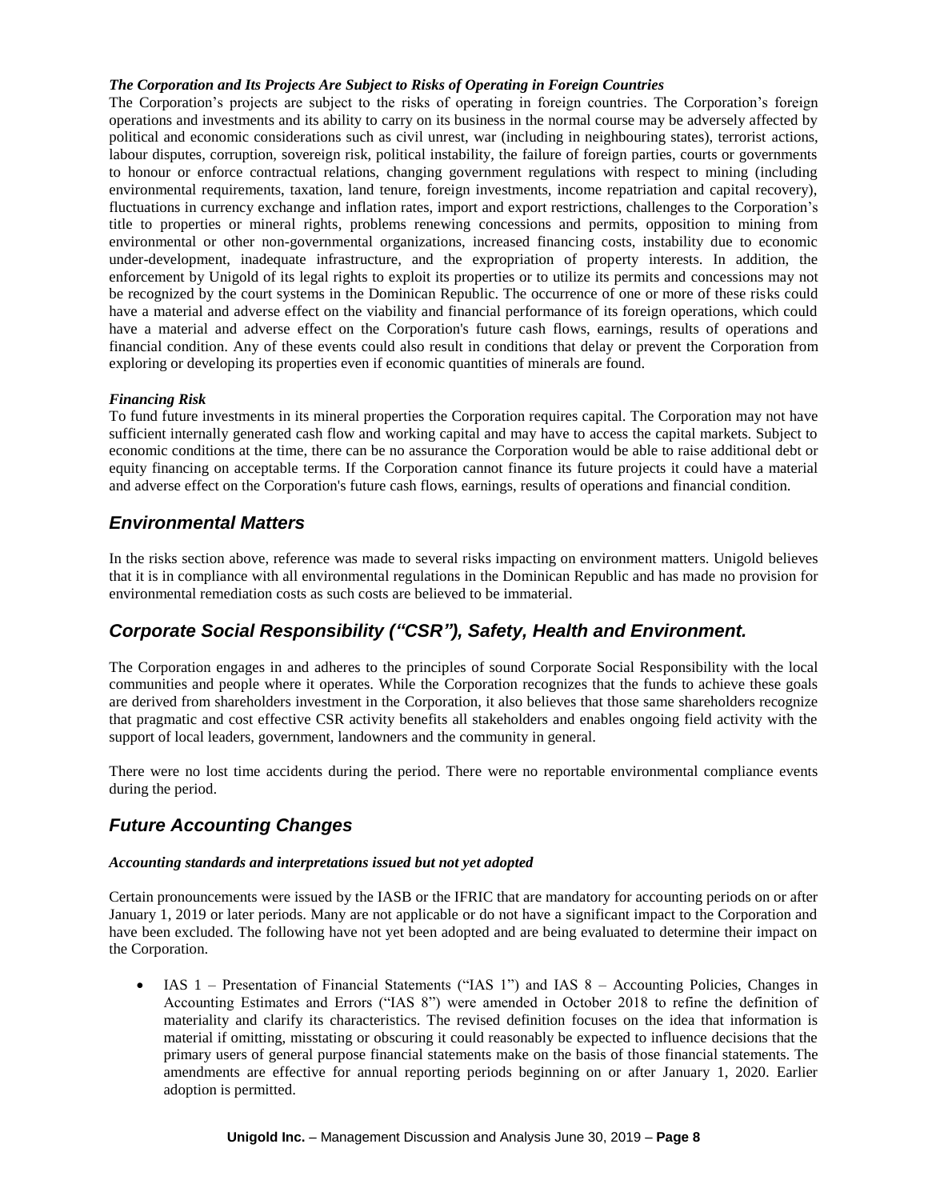***The Corporation and Its Projects Are Subject to Risks of Operating in Foreign Countries***

The Corporation's projects are subject to the risks of operating in foreign countries. The Corporation's foreign operations and investments and its ability to carry on its business in the normal course may be adversely affected by political and economic considerations such as civil unrest, war (including in neighbouring states), terrorist actions, labour disputes, corruption, sovereign risk, political instability, the failure of foreign parties, courts or governments to honour or enforce contractual relations, changing government regulations with respect to mining (including environmental requirements, taxation, land tenure, foreign investments, income repatriation and capital recovery), fluctuations in currency exchange and inflation rates, import and export restrictions, challenges to the Corporation's title to properties or mineral rights, problems renewing concessions and permits, opposition to mining from environmental or other non-governmental organizations, increased financing costs, instability due to economic under-development, inadequate infrastructure, and the expropriation of property interests. In addition, the enforcement by Unigold of its legal rights to exploit its properties or to utilize its permits and concessions may not be recognized by the court systems in the Dominican Republic. The occurrence of one or more of these risks could have a material and adverse effect on the viability and financial performance of its foreign operations, which could have a material and adverse effect on the Corporation's future cash flows, earnings, results of operations and financial condition. Any of these events could also result in conditions that delay or prevent the Corporation from exploring or developing its properties even if economic quantities of minerals are found.

***Financing Risk***

To fund future investments in its mineral properties the Corporation requires capital. The Corporation may not have sufficient internally generated cash flow and working capital and may have to access the capital markets. Subject to economic conditions at the time, there can be no assurance the Corporation would be able to raise additional debt or equity financing on acceptable terms. If the Corporation cannot finance its future projects it could have a material and adverse effect on the Corporation's future cash flows, earnings, results of operations and financial condition.

## *Environmental Matters*

In the risks section above, reference was made to several risks impacting on environment matters. Unigold believes that it is in compliance with all environmental regulations in the Dominican Republic and has made no provision for environmental remediation costs as such costs are believed to be immaterial.

## *Corporate Social Responsibility ("CSR"), Safety, Health and Environment.*

The Corporation engages in and adheres to the principles of sound Corporate Social Responsibility with the local communities and people where it operates. While the Corporation recognizes that the funds to achieve these goals are derived from shareholders investment in the Corporation, it also believes that those same shareholders recognize that pragmatic and cost effective CSR activity benefits all stakeholders and enables ongoing field activity with the support of local leaders, government, landowners and the community in general.

There were no lost time accidents during the period. There were no reportable environmental compliance events during the period.

## *Future Accounting Changes*

***Accounting standards and interpretations issued but not yet adopted***

Certain pronouncements were issued by the IASB or the IFRIC that are mandatory for accounting periods on or after January 1, 2019 or later periods. Many are not applicable or do not have a significant impact to the Corporation and have been excluded. The following have not yet been adopted and are being evaluated to determine their impact on the Corporation.

- IAS 1 – Presentation of Financial Statements ("IAS 1") and IAS 8 – Accounting Policies, Changes in Accounting Estimates and Errors ("IAS 8") were amended in October 2018 to refine the definition of materiality and clarify its characteristics. The revised definition focuses on the idea that information is material if omitting, misstating or obscuring it could reasonably be expected to influence decisions that the primary users of general purpose financial statements make on the basis of those financial statements. The amendments are effective for annual reporting periods beginning on or after January 1, 2020. Earlier adoption is permitted.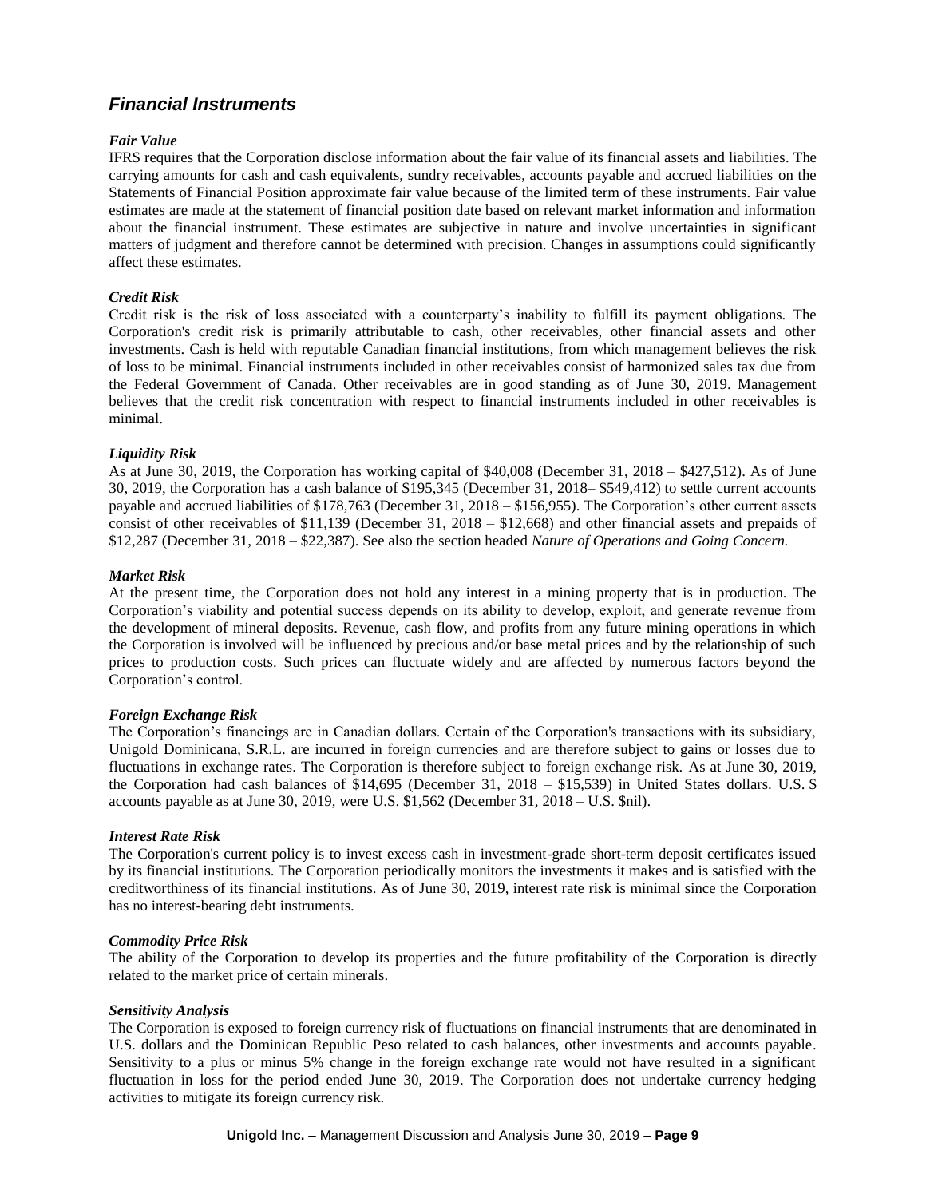## *Financial Instruments*

***Fair Value***

IFRS requires that the Corporation disclose information about the fair value of its financial assets and liabilities. The carrying amounts for cash and cash equivalents, sundry receivables, accounts payable and accrued liabilities on the Statements of Financial Position approximate fair value because of the limited term of these instruments. Fair value estimates are made at the statement of financial position date based on relevant market information and information about the financial instrument. These estimates are subjective in nature and involve uncertainties in significant matters of judgment and therefore cannot be determined with precision. Changes in assumptions could significantly affect these estimates.

***Credit Risk***

Credit risk is the risk of loss associated with a counterparty's inability to fulfill its payment obligations. The Corporation's credit risk is primarily attributable to cash, other receivables, other financial assets and other investments. Cash is held with reputable Canadian financial institutions, from which management believes the risk of loss to be minimal. Financial instruments included in other receivables consist of harmonized sales tax due from the Federal Government of Canada. Other receivables are in good standing as of June 30, 2019. Management believes that the credit risk concentration with respect to financial instruments included in other receivables is minimal.

***Liquidity Risk***

As at June 30, 2019, the Corporation has working capital of $40,008 (December 31, 2018 – $427,512). As of June 30, 2019, the Corporation has a cash balance of $195,345 (December 31, 2018– $549,412) to settle current accounts payable and accrued liabilities of $178,763 (December 31, 2018 – $156,955). The Corporation's other current assets consist of other receivables of $11,139 (December 31, 2018 – $12,668) and other financial assets and prepaids of $12,287 (December 31, 2018 – $22,387). See also the section headed *Nature of Operations and Going Concern.*

***Market Risk***

At the present time, the Corporation does not hold any interest in a mining property that is in production. The Corporation's viability and potential success depends on its ability to develop, exploit, and generate revenue from the development of mineral deposits. Revenue, cash flow, and profits from any future mining operations in which the Corporation is involved will be influenced by precious and/or base metal prices and by the relationship of such prices to production costs. Such prices can fluctuate widely and are affected by numerous factors beyond the Corporation's control.

***Foreign Exchange Risk***

The Corporation's financings are in Canadian dollars. Certain of the Corporation's transactions with its subsidiary, Unigold Dominicana, S.R.L. are incurred in foreign currencies and are therefore subject to gains or losses due to fluctuations in exchange rates. The Corporation is therefore subject to foreign exchange risk. As at June 30, 2019, the Corporation had cash balances of $14,695 (December 31, 2018 – $15,539) in United States dollars. U.S. $ accounts payable as at June 30, 2019, were U.S. $1,562 (December 31, 2018 – U.S. $nil).

***Interest Rate Risk***

The Corporation's current policy is to invest excess cash in investment-grade short-term deposit certificates issued by its financial institutions. The Corporation periodically monitors the investments it makes and is satisfied with the creditworthiness of its financial institutions. As of June 30, 2019, interest rate risk is minimal since the Corporation has no interest-bearing debt instruments.

***Commodity Price Risk***

The ability of the Corporation to develop its properties and the future profitability of the Corporation is directly related to the market price of certain minerals.

***Sensitivity Analysis***

The Corporation is exposed to foreign currency risk of fluctuations on financial instruments that are denominated in U.S. dollars and the Dominican Republic Peso related to cash balances, other investments and accounts payable. Sensitivity to a plus or minus 5% change in the foreign exchange rate would not have resulted in a significant fluctuation in loss for the period ended June 30, 2019. The Corporation does not undertake currency hedging activities to mitigate its foreign currency risk.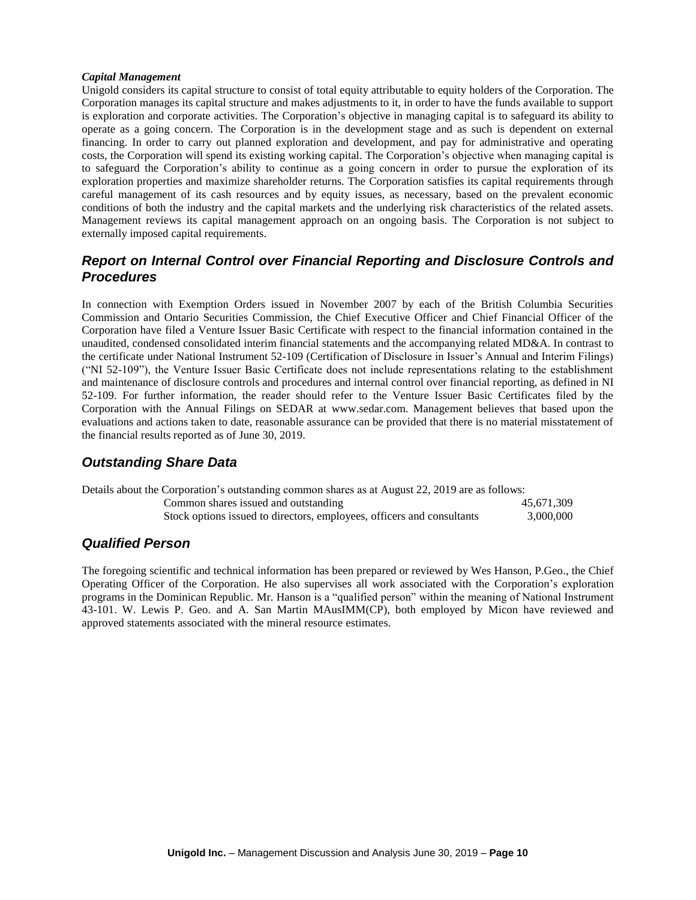***Capital Management***

Unigold considers its capital structure to consist of total equity attributable to equity holders of the Corporation. The Corporation manages its capital structure and makes adjustments to it, in order to have the funds available to support is exploration and corporate activities. The Corporation's objective in managing capital is to safeguard its ability to operate as a going concern. The Corporation is in the development stage and as such is dependent on external financing. In order to carry out planned exploration and development, and pay for administrative and operating costs, the Corporation will spend its existing working capital. The Corporation's objective when managing capital is to safeguard the Corporation's ability to continue as a going concern in order to pursue the exploration of its exploration properties and maximize shareholder returns. The Corporation satisfies its capital requirements through careful management of its cash resources and by equity issues, as necessary, based on the prevalent economic conditions of both the industry and the capital markets and the underlying risk characteristics of the related assets. Management reviews its capital management approach on an ongoing basis. The Corporation is not subject to externally imposed capital requirements.

## *Report on Internal Control over Financial Reporting and Disclosure Controls and Procedures*

In connection with Exemption Orders issued in November 2007 by each of the British Columbia Securities Commission and Ontario Securities Commission, the Chief Executive Officer and Chief Financial Officer of the Corporation have filed a Venture Issuer Basic Certificate with respect to the financial information contained in the unaudited, condensed consolidated interim financial statements and the accompanying related MD&A. In contrast to the certificate under National Instrument 52-109 (Certification of Disclosure in Issuer's Annual and Interim Filings) ("NI 52-109"), the Venture Issuer Basic Certificate does not include representations relating to the establishment and maintenance of disclosure controls and procedures and internal control over financial reporting, as defined in NI 52-109. For further information, the reader should refer to the Venture Issuer Basic Certificates filed by the Corporation with the Annual Filings on SEDAR at www.sedar.com. Management believes that based upon the evaluations and actions taken to date, reasonable assurance can be provided that there is no material misstatement of the financial results reported as of June 30, 2019.

## *Outstanding Share Data*

Details about the Corporation's outstanding common shares as at August 22, 2019 are as follows:

| | |
|---|---|
| Common shares issued and outstanding | 45,671,309 |
| Stock options issued to directors, employees, officers and consultants | 3,000,000 |

## *Qualified Person*

The foregoing scientific and technical information has been prepared or reviewed by Wes Hanson, P.Geo., the Chief Operating Officer of the Corporation. He also supervises all work associated with the Corporation's exploration programs in the Dominican Republic. Mr. Hanson is a "qualified person" within the meaning of National Instrument 43-101. W. Lewis P. Geo. and A. San Martin MAusIMM(CP), both employed by Micon have reviewed and approved statements associated with the mineral resource estimates.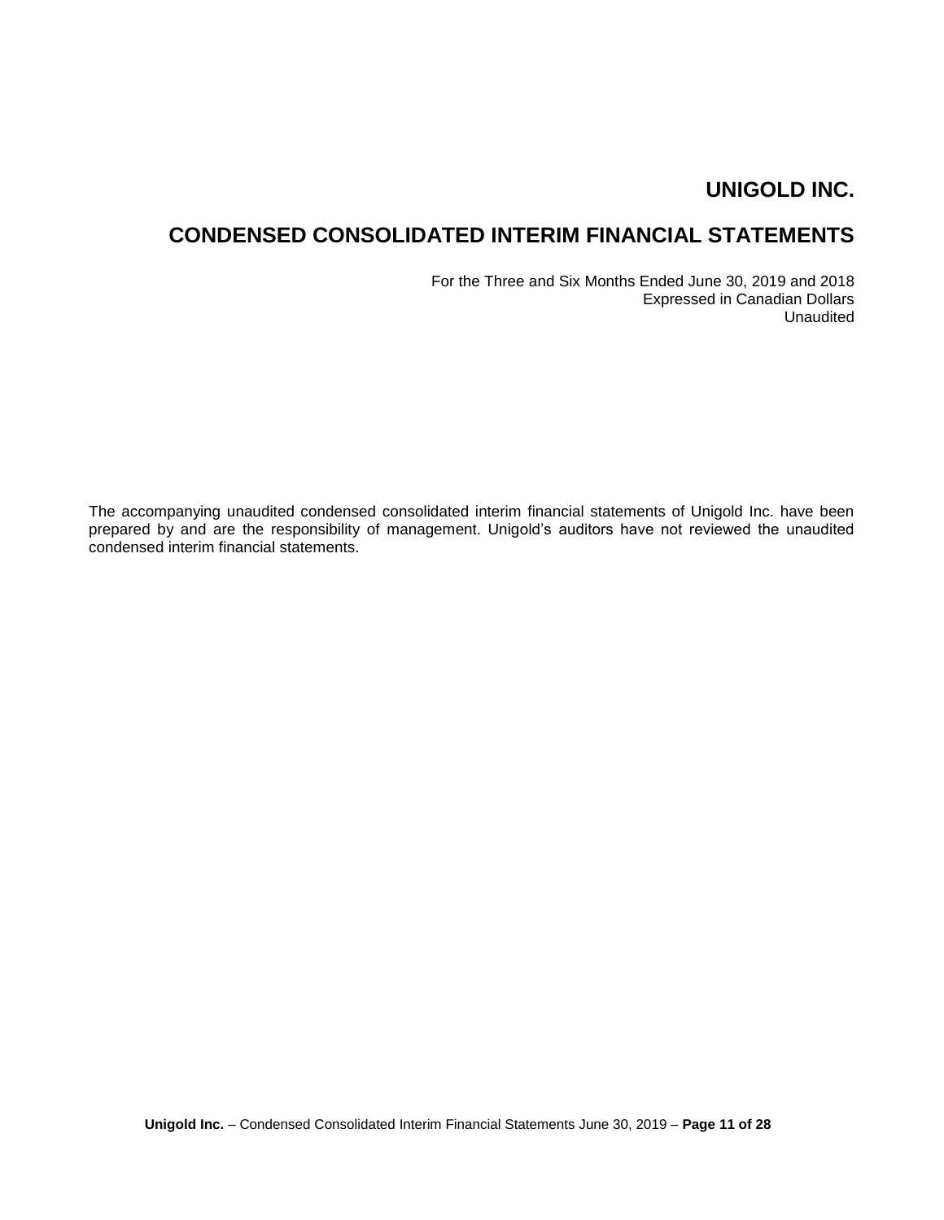# UNIGOLD INC.

# CONDENSED CONSOLIDATED INTERIM FINANCIAL STATEMENTS

For the Three and Six Months Ended June 30, 2019 and 2018
Expressed in Canadian Dollars
Unaudited

The accompanying unaudited condensed consolidated interim financial statements of Unigold Inc. have been prepared by and are the responsibility of management. Unigold's auditors have not reviewed the unaudited condensed interim financial statements.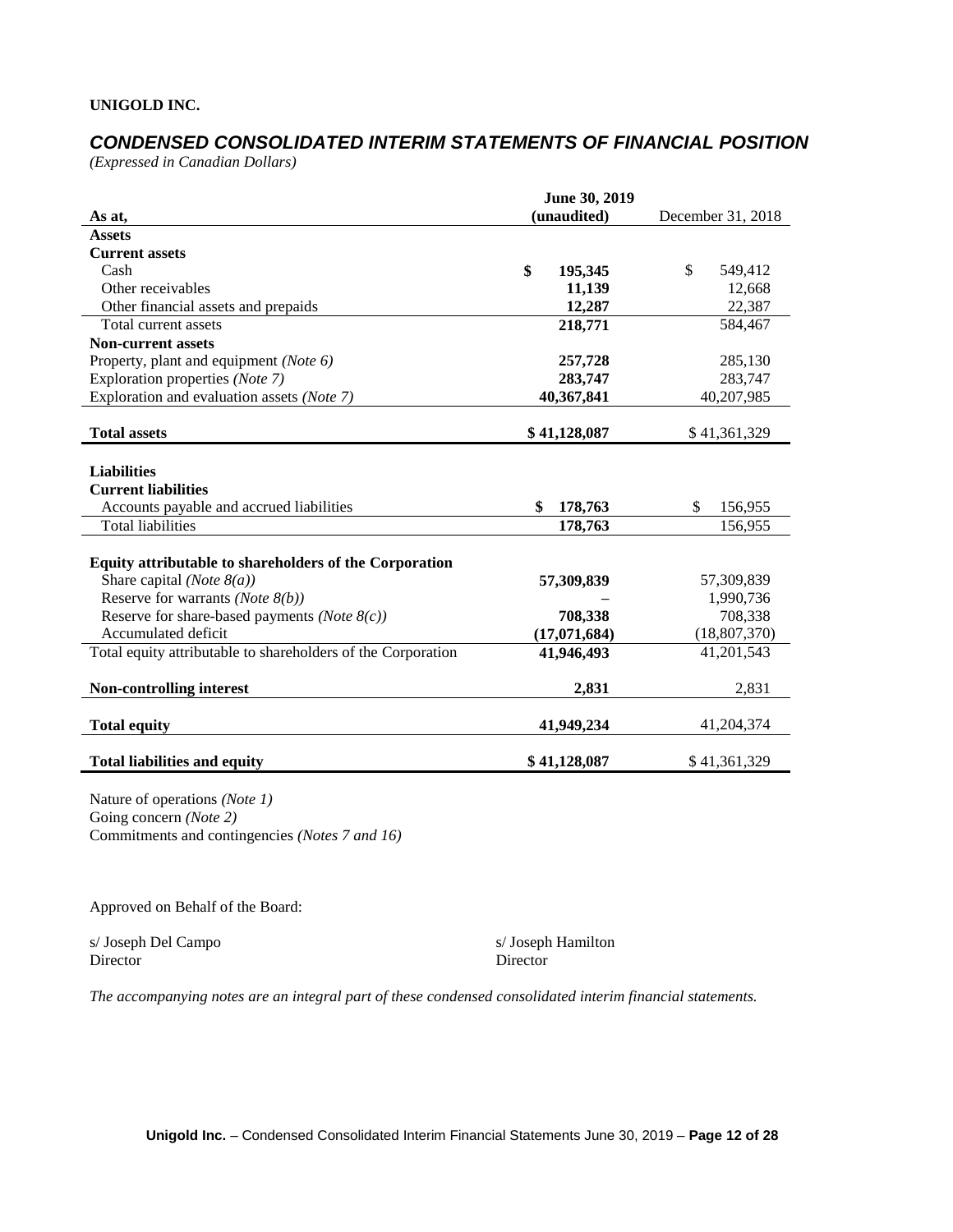**UNIGOLD INC.**

## *CONDENSED CONSOLIDATED INTERIM STATEMENTS OF FINANCIAL POSITION*

*(Expressed in Canadian Dollars)*

| As at, | June 30, 2019 (unaudited) | December 31, 2018 |
|---|---|---|
| **Assets** | | |
| **Current assets** | | |
| Cash | **$ 195,345** | $ 549,412 |
| Other receivables | **11,139** | 12,668 |
| Other financial assets and prepaids | **12,287** | 22,387 |
| Total current assets | **218,771** | 584,467 |
| **Non-current assets** | | |
| Property, plant and equipment *(Note 6)* | **257,728** | 285,130 |
| Exploration properties *(Note 7)* | **283,747** | 283,747 |
| Exploration and evaluation assets *(Note 7)* | **40,367,841** | 40,207,985 |
| **Total assets** | **$ 41,128,087** | $ 41,361,329 |
| **Liabilities** | | |
| **Current liabilities** | | |
| Accounts payable and accrued liabilities | **$ 178,763** | $ 156,955 |
| Total liabilities | **178,763** | 156,955 |
| **Equity attributable to shareholders of the Corporation** | | |
| Share capital *(Note 8(a))* | **57,309,839** | 57,309,839 |
| Reserve for warrants *(Note 8(b))* | **–** | 1,990,736 |
| Reserve for share-based payments *(Note 8(c))* | **708,338** | 708,338 |
| Accumulated deficit | **(17,071,684)** | (18,807,370) |
| Total equity attributable to shareholders of the Corporation | **41,946,493** | 41,201,543 |
| **Non-controlling interest** | **2,831** | 2,831 |
| **Total equity** | **41,949,234** | 41,204,374 |
| **Total liabilities and equity** | **$ 41,128,087** | $ 41,361,329 |

Nature of operations *(Note 1)*
Going concern *(Note 2)*
Commitments and contingencies *(Notes 7 and 16)*

Approved on Behalf of the Board:

s/ Joseph Del Campo
Director

s/ Joseph Hamilton
Director

*The accompanying notes are an integral part of these condensed consolidated interim financial statements.*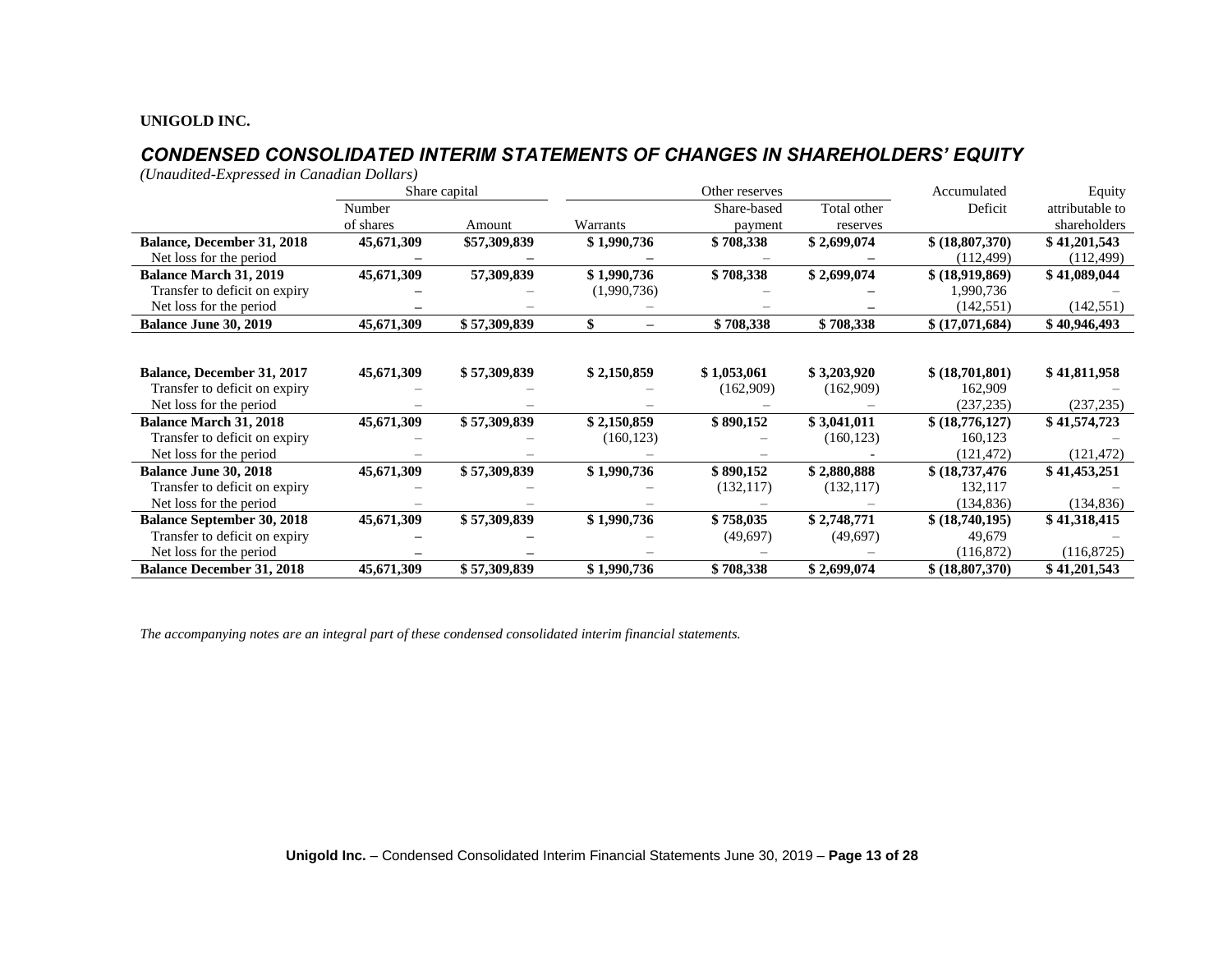**UNIGOLD INC.**

## *CONDENSED CONSOLIDATED INTERIM STATEMENTS OF CHANGES IN SHAREHOLDERS' EQUITY*

*(Unaudited-Expressed in Canadian Dollars)*

| | Share capital | | Other reserves | | | Accumulated | Equity |
|---|---|---|---|---|---|---|---|
| | Number of shares | Amount | Warrants | Share-based payment | Total other reserves | Deficit | attributable to shareholders |
| **Balance, December 31, 2018** | **45,671,309** | **$57,309,839** | **$ 1,990,736** | **$ 708,338** | **$ 2,699,074** | **$ (18,807,370)** | **$ 41,201,543** |
| Net loss for the period | – | – | – | – | – | (112,499) | (112,499) |
| **Balance March 31, 2019** | **45,671,309** | **57,309,839** | **$ 1,990,736** | **$ 708,338** | **$ 2,699,074** | **$ (18,919,869)** | **$ 41,089,044** |
| Transfer to deficit on expiry | – | – | (1,990,736) | – | – | 1,990,736 | – |
| Net loss for the period | – | – | – | – | – | (142,551) | (142,551) |
| **Balance June 30, 2019** | **45,671,309** | **$ 57,309,839** | **$ –** | **$ 708,338** | **$ 708,338** | **$ (17,071,684)** | **$ 40,946,493** |
| | | | | | | | |
| **Balance, December 31, 2017** | **45,671,309** | **$ 57,309,839** | **$ 2,150,859** | **$ 1,053,061** | **$ 3,203,920** | **$ (18,701,801)** | **$ 41,811,958** |
| Transfer to deficit on expiry | – | – | – | (162,909) | (162,909) | 162,909 | – |
| Net loss for the period | – | – | – | – | – | (237,235) | (237,235) |
| **Balance March 31, 2018** | **45,671,309** | **$ 57,309,839** | **$ 2,150,859** | **$ 890,152** | **$ 3,041,011** | **$ (18,776,127)** | **$ 41,574,723** |
| Transfer to deficit on expiry | – | – | (160,123) | – | (160,123) | 160,123 | – |
| Net loss for the period | – | – | – | – | - | (121,472) | (121,472) |
| **Balance June 30, 2018** | **45,671,309** | **$ 57,309,839** | **$ 1,990,736** | **$ 890,152** | **$ 2,880,888** | **$ (18,737,476** | **$ 41,453,251** |
| Transfer to deficit on expiry | – | – | – | (132,117) | (132,117) | 132,117 | – |
| Net loss for the period | – | – | – | – | – | (134,836) | (134,836) |
| **Balance September 30, 2018** | **45,671,309** | **$ 57,309,839** | **$ 1,990,736** | **$ 758,035** | **$ 2,748,771** | **$ (18,740,195)** | **$ 41,318,415** |
| Transfer to deficit on expiry | – | – | – | (49,697) | (49,697) | 49,679 | – |
| Net loss for the period | – | – | – | – | – | (116,872) | (116,8725) |
| **Balance December 31, 2018** | **45,671,309** | **$ 57,309,839** | **$ 1,990,736** | **$ 708,338** | **$ 2,699,074** | **$ (18,807,370)** | **$ 41,201,543** |

*The accompanying notes are an integral part of these condensed consolidated interim financial statements.*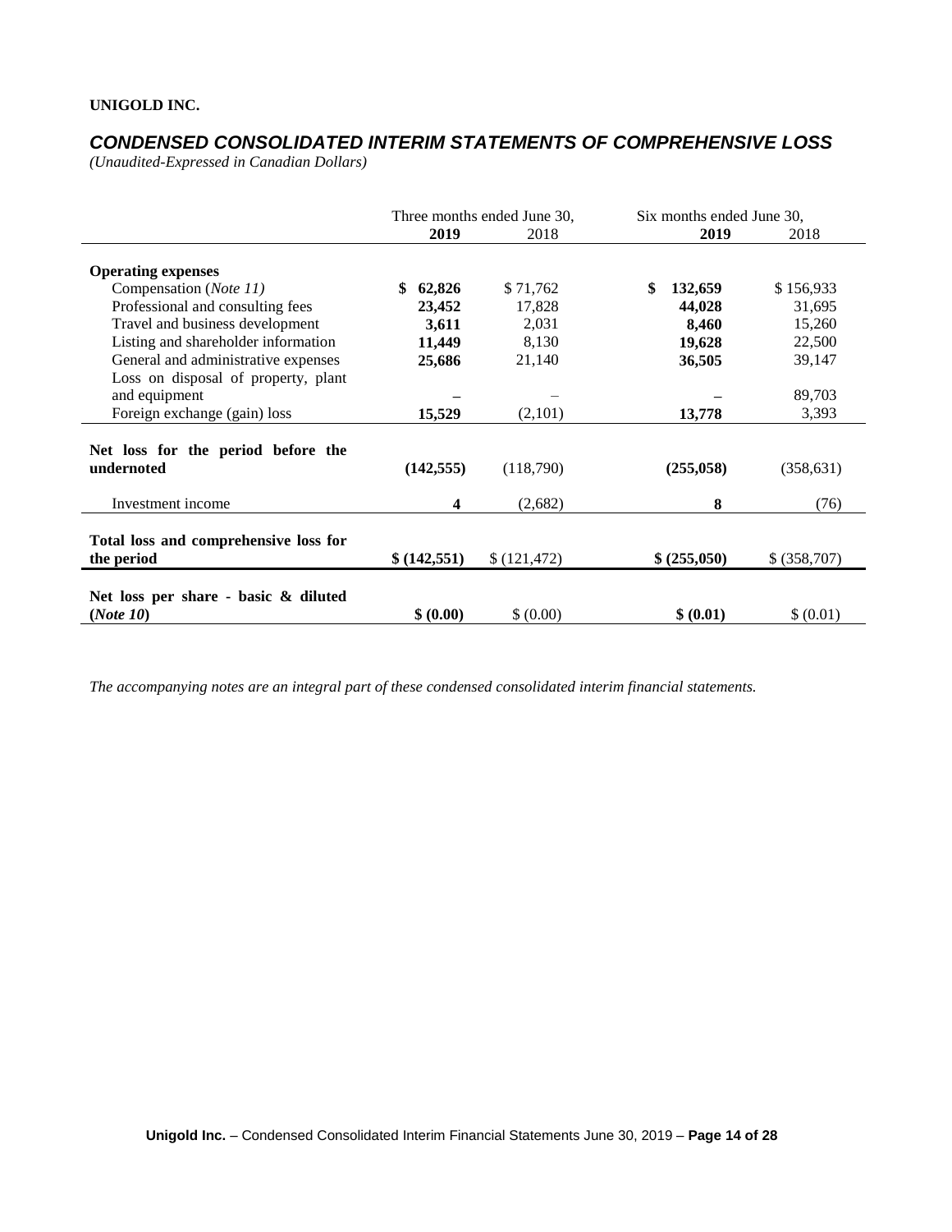**UNIGOLD INC.**

## *CONDENSED CONSOLIDATED INTERIM STATEMENTS OF COMPREHENSIVE LOSS*

*(Unaudited-Expressed in Canadian Dollars)*

| | Three months ended June 30, | | Six months ended June 30, | |
|---|---|---|---|---|
| | **2019** | 2018 | **2019** | 2018 |
| **Operating expenses** | | | | |
| Compensation (*Note 11*) | **$ 62,826** | $ 71,762 | **$ 132,659** | $ 156,933 |
| Professional and consulting fees | **23,452** | 17,828 | **44,028** | 31,695 |
| Travel and business development | **3,611** | 2,031 | **8,460** | 15,260 |
| Listing and shareholder information | **11,449** | 8,130 | **19,628** | 22,500 |
| General and administrative expenses | **25,686** | 21,140 | **36,505** | 39,147 |
| Loss on disposal of property, plant and equipment | **–** | – | **–** | 89,703 |
| Foreign exchange (gain) loss | **15,529** | (2,101) | **13,778** | 3,393 |
| **Net loss for the period before the undernoted** | **(142,555)** | (118,790) | **(255,058)** | (358,631) |
| Investment income | **4** | (2,682) | **8** | (76) |
| **Total loss and comprehensive loss for the period** | **$ (142,551)** | $ (121,472) | **$ (255,050)** | $ (358,707) |
| **Net loss per share - basic & diluted (*Note 10*)** | **$ (0.00)** | $ (0.00) | **$ (0.01)** | $ (0.01) |

*The accompanying notes are an integral part of these condensed consolidated interim financial statements.*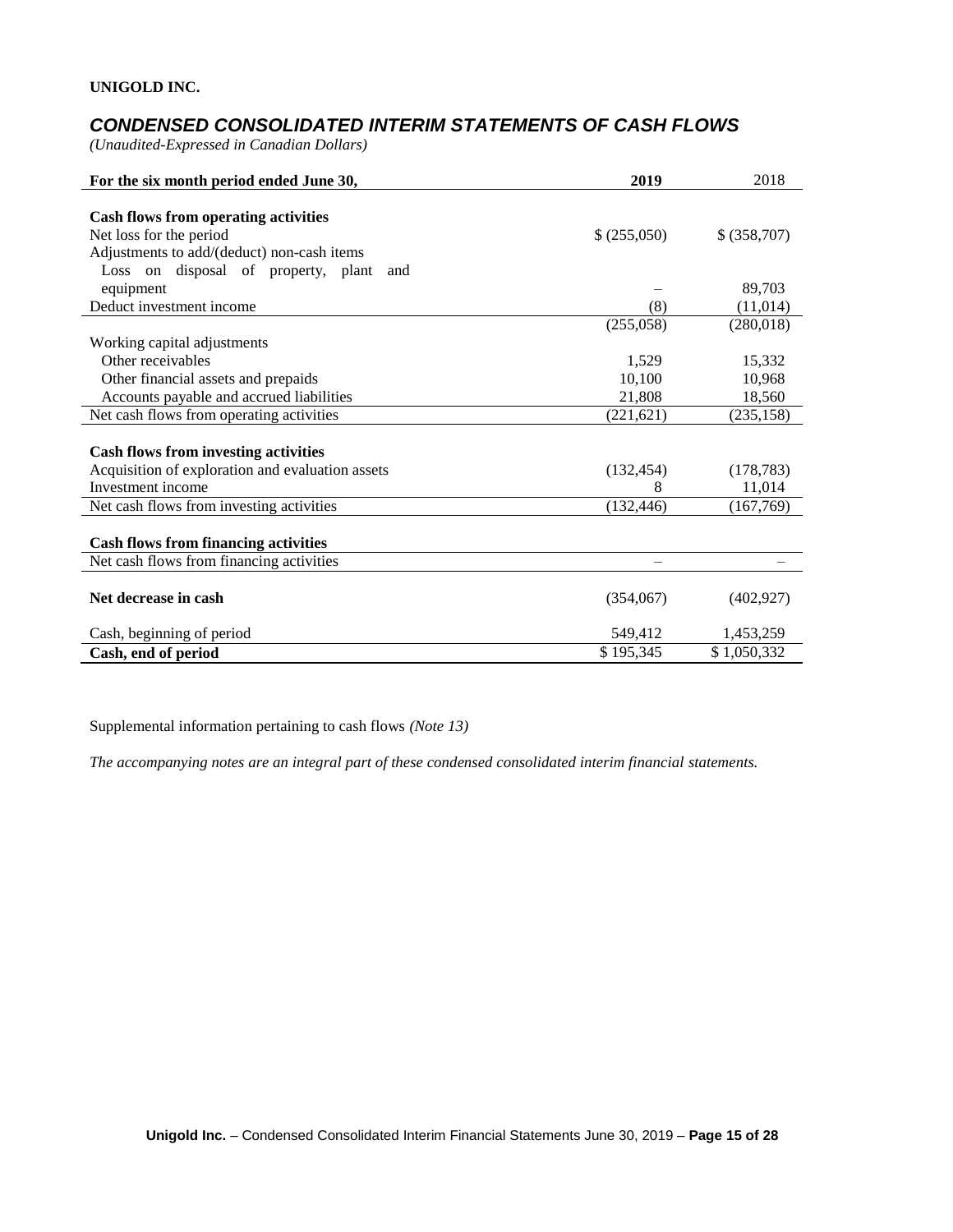**UNIGOLD INC.**

## *CONDENSED CONSOLIDATED INTERIM STATEMENTS OF CASH FLOWS*

*(Unaudited-Expressed in Canadian Dollars)*

| For the six month period ended June 30, | 2019 | 2018 |
|---|---|---|
| **Cash flows from operating activities** | | |
| Net loss for the period | $ (255,050) | $ (358,707) |
| Adjustments to add/(deduct) non-cash items | | |
| Loss on disposal of property, plant and equipment | – | 89,703 |
| Deduct investment income | (8) | (11,014) |
| | (255,058) | (280,018) |
| Working capital adjustments | | |
| Other receivables | 1,529 | 15,332 |
| Other financial assets and prepaids | 10,100 | 10,968 |
| Accounts payable and accrued liabilities | 21,808 | 18,560 |
| Net cash flows from operating activities | (221,621) | (235,158) |
| **Cash flows from investing activities** | | |
| Acquisition of exploration and evaluation assets | (132,454) | (178,783) |
| Investment income | 8 | 11,014 |
| Net cash flows from investing activities | (132,446) | (167,769) |
| **Cash flows from financing activities** | | |
| Net cash flows from financing activities | – | – |
| **Net decrease in cash** | (354,067) | (402,927) |
| Cash, beginning of period | 549,412 | 1,453,259 |
| **Cash, end of period** | $ 195,345 | $ 1,050,332 |

Supplemental information pertaining to cash flows *(Note 13)*

*The accompanying notes are an integral part of these condensed consolidated interim financial statements.*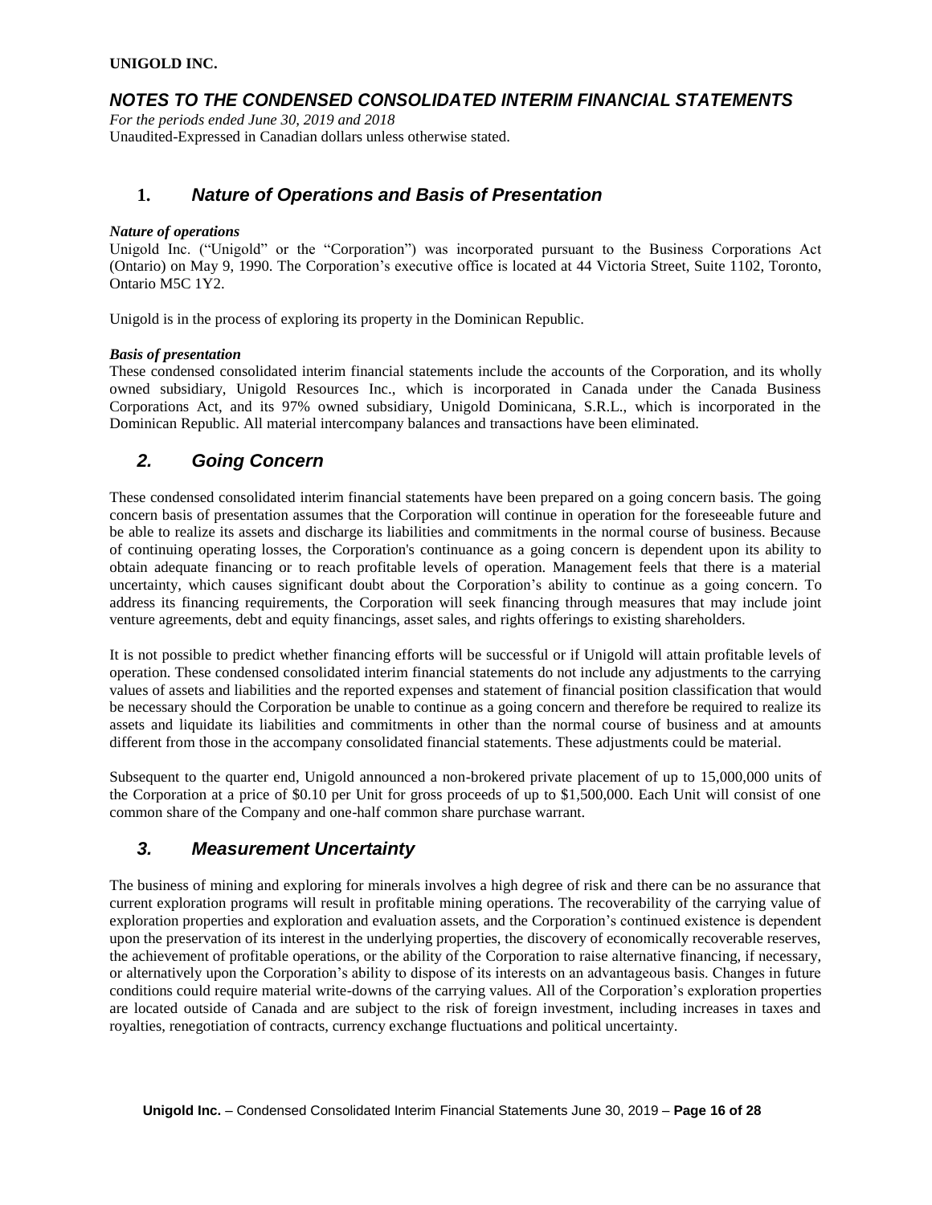**UNIGOLD INC.**

## *NOTES TO THE CONDENSED CONSOLIDATED INTERIM FINANCIAL STATEMENTS*

*For the periods ended June 30, 2019 and 2018*
Unaudited-Expressed in Canadian dollars unless otherwise stated.

### 1. *Nature of Operations and Basis of Presentation*

***Nature of operations***
Unigold Inc. ("Unigold" or the "Corporation") was incorporated pursuant to the Business Corporations Act (Ontario) on May 9, 1990. The Corporation's executive office is located at 44 Victoria Street, Suite 1102, Toronto, Ontario M5C 1Y2.

Unigold is in the process of exploring its property in the Dominican Republic.

***Basis of presentation***
These condensed consolidated interim financial statements include the accounts of the Corporation, and its wholly owned subsidiary, Unigold Resources Inc., which is incorporated in Canada under the Canada Business Corporations Act, and its 97% owned subsidiary, Unigold Dominicana, S.R.L., which is incorporated in the Dominican Republic. All material intercompany balances and transactions have been eliminated.

### *2. Going Concern*

These condensed consolidated interim financial statements have been prepared on a going concern basis. The going concern basis of presentation assumes that the Corporation will continue in operation for the foreseeable future and be able to realize its assets and discharge its liabilities and commitments in the normal course of business. Because of continuing operating losses, the Corporation's continuance as a going concern is dependent upon its ability to obtain adequate financing or to reach profitable levels of operation. Management feels that there is a material uncertainty, which causes significant doubt about the Corporation's ability to continue as a going concern. To address its financing requirements, the Corporation will seek financing through measures that may include joint venture agreements, debt and equity financings, asset sales, and rights offerings to existing shareholders.

It is not possible to predict whether financing efforts will be successful or if Unigold will attain profitable levels of operation. These condensed consolidated interim financial statements do not include any adjustments to the carrying values of assets and liabilities and the reported expenses and statement of financial position classification that would be necessary should the Corporation be unable to continue as a going concern and therefore be required to realize its assets and liquidate its liabilities and commitments in other than the normal course of business and at amounts different from those in the accompany consolidated financial statements. These adjustments could be material.

Subsequent to the quarter end, Unigold announced a non-brokered private placement of up to 15,000,000 units of the Corporation at a price of $0.10 per Unit for gross proceeds of up to $1,500,000. Each Unit will consist of one common share of the Company and one-half common share purchase warrant.

### *3. Measurement Uncertainty*

The business of mining and exploring for minerals involves a high degree of risk and there can be no assurance that current exploration programs will result in profitable mining operations. The recoverability of the carrying value of exploration properties and exploration and evaluation assets, and the Corporation's continued existence is dependent upon the preservation of its interest in the underlying properties, the discovery of economically recoverable reserves, the achievement of profitable operations, or the ability of the Corporation to raise alternative financing, if necessary, or alternatively upon the Corporation's ability to dispose of its interests on an advantageous basis. Changes in future conditions could require material write-downs of the carrying values. All of the Corporation's exploration properties are located outside of Canada and are subject to the risk of foreign investment, including increases in taxes and royalties, renegotiation of contracts, currency exchange fluctuations and political uncertainty.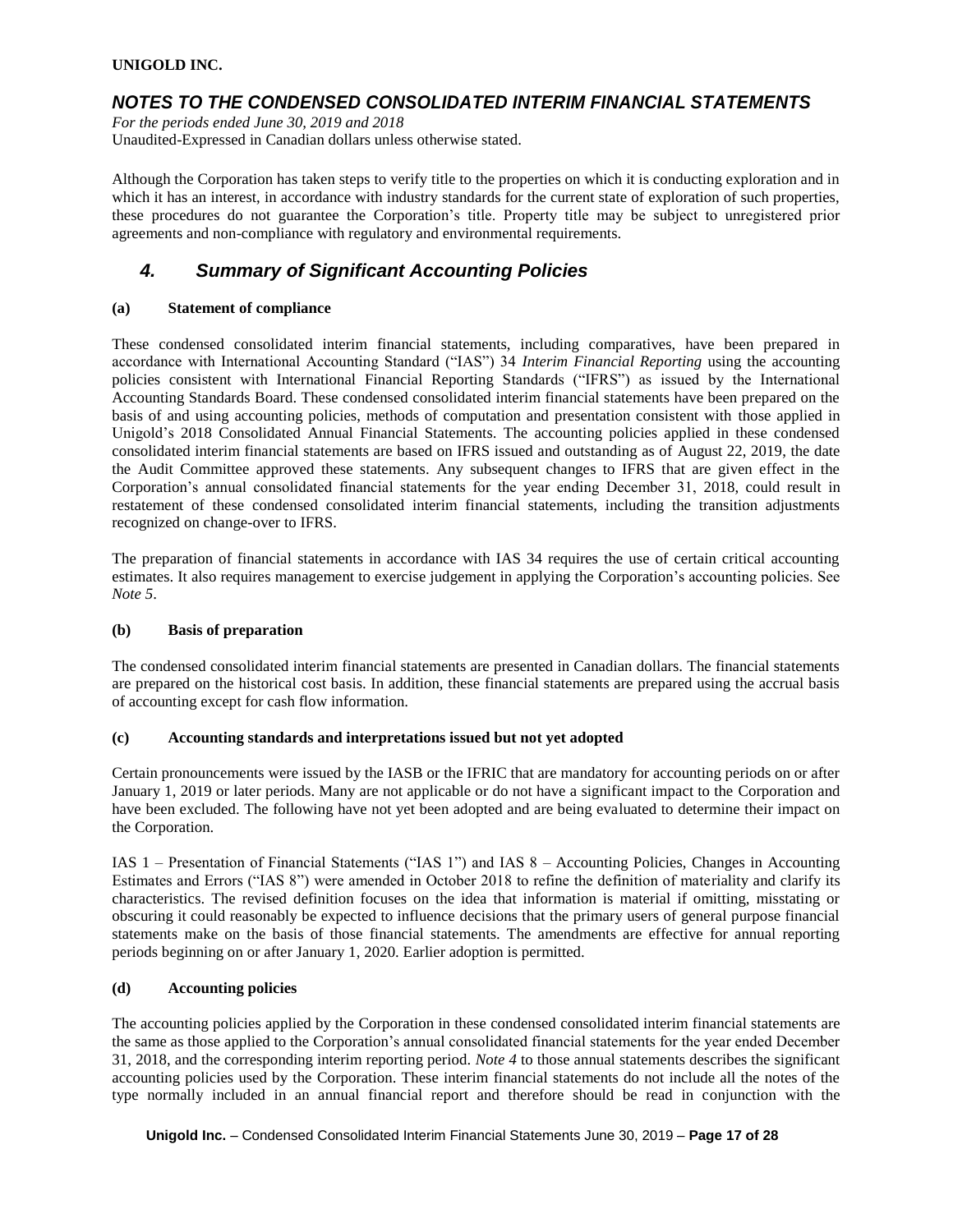Although the Corporation has taken steps to verify title to the properties on which it is conducting exploration and in which it has an interest, in accordance with industry standards for the current state of exploration of such properties, these procedures do not guarantee the Corporation's title. Property title may be subject to unregistered prior agreements and non-compliance with regulatory and environmental requirements.

## *4. Summary of Significant Accounting Policies*

### (a) Statement of compliance

These condensed consolidated interim financial statements, including comparatives, have been prepared in accordance with International Accounting Standard ("IAS") 34 *Interim Financial Reporting* using the accounting policies consistent with International Financial Reporting Standards ("IFRS") as issued by the International Accounting Standards Board. These condensed consolidated interim financial statements have been prepared on the basis of and using accounting policies, methods of computation and presentation consistent with those applied in Unigold's 2018 Consolidated Annual Financial Statements. The accounting policies applied in these condensed consolidated interim financial statements are based on IFRS issued and outstanding as of August 22, 2019, the date the Audit Committee approved these statements. Any subsequent changes to IFRS that are given effect in the Corporation's annual consolidated financial statements for the year ending December 31, 2018, could result in restatement of these condensed consolidated interim financial statements, including the transition adjustments recognized on change-over to IFRS.

The preparation of financial statements in accordance with IAS 34 requires the use of certain critical accounting estimates. It also requires management to exercise judgement in applying the Corporation's accounting policies. See *Note 5*.

### (b) Basis of preparation

The condensed consolidated interim financial statements are presented in Canadian dollars. The financial statements are prepared on the historical cost basis. In addition, these financial statements are prepared using the accrual basis of accounting except for cash flow information.

### (c) Accounting standards and interpretations issued but not yet adopted

Certain pronouncements were issued by the IASB or the IFRIC that are mandatory for accounting periods on or after January 1, 2019 or later periods. Many are not applicable or do not have a significant impact to the Corporation and have been excluded. The following have not yet been adopted and are being evaluated to determine their impact on the Corporation.

IAS 1 – Presentation of Financial Statements ("IAS 1") and IAS 8 – Accounting Policies, Changes in Accounting Estimates and Errors ("IAS 8") were amended in October 2018 to refine the definition of materiality and clarify its characteristics. The revised definition focuses on the idea that information is material if omitting, misstating or obscuring it could reasonably be expected to influence decisions that the primary users of general purpose financial statements make on the basis of those financial statements. The amendments are effective for annual reporting periods beginning on or after January 1, 2020. Earlier adoption is permitted.

### (d) Accounting policies

The accounting policies applied by the Corporation in these condensed consolidated interim financial statements are the same as those applied to the Corporation's annual consolidated financial statements for the year ended December 31, 2018, and the corresponding interim reporting period. *Note 4* to those annual statements describes the significant accounting policies used by the Corporation. These interim financial statements do not include all the notes of the type normally included in an annual financial report and therefore should be read in conjunction with the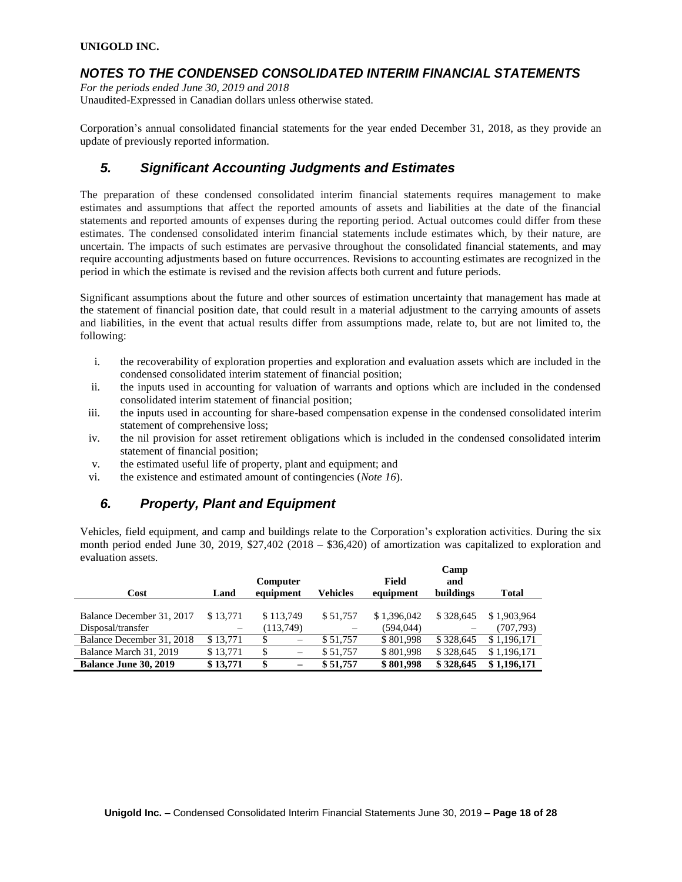Corporation's annual consolidated financial statements for the year ended December 31, 2018, as they provide an update of previously reported information.

## *5. Significant Accounting Judgments and Estimates*

The preparation of these condensed consolidated interim financial statements requires management to make estimates and assumptions that affect the reported amounts of assets and liabilities at the date of the financial statements and reported amounts of expenses during the reporting period. Actual outcomes could differ from these estimates. The condensed consolidated interim financial statements include estimates which, by their nature, are uncertain. The impacts of such estimates are pervasive throughout the consolidated financial statements, and may require accounting adjustments based on future occurrences. Revisions to accounting estimates are recognized in the period in which the estimate is revised and the revision affects both current and future periods.

Significant assumptions about the future and other sources of estimation uncertainty that management has made at the statement of financial position date, that could result in a material adjustment to the carrying amounts of assets and liabilities, in the event that actual results differ from assumptions made, relate to, but are not limited to, the following:

i. the recoverability of exploration properties and exploration and evaluation assets which are included in the condensed consolidated interim statement of financial position;
ii. the inputs used in accounting for valuation of warrants and options which are included in the condensed consolidated interim statement of financial position;
iii. the inputs used in accounting for share-based compensation expense in the condensed consolidated interim statement of comprehensive loss;
iv. the nil provision for asset retirement obligations which is included in the condensed consolidated interim statement of financial position;
v. the estimated useful life of property, plant and equipment; and
vi. the existence and estimated amount of contingencies (*Note 16*).

## *6. Property, Plant and Equipment*

Vehicles, field equipment, and camp and buildings relate to the Corporation's exploration activities. During the six month period ended June 30, 2019, \$27,402 (2018 – \$36,420) of amortization was capitalized to exploration and evaluation assets.

| Cost | Land | Computer equipment | Vehicles | Field equipment | Camp and buildings | Total |
|---|---|---|---|---|---|---|
| Balance December 31, 2017 | \$ 13,771 | \$ 113,749 | \$ 51,757 | \$ 1,396,042 | \$ 328,645 | \$ 1,903,964 |
| Disposal/transfer | – | (113,749) | – | (594,044) | – | (707,793) |
| Balance December 31, 2018 | \$ 13,771 | \$ – | \$ 51,757 | \$ 801,998 | \$ 328,645 | \$ 1,196,171 |
| Balance March 31, 2019 | \$ 13,771 | \$ – | \$ 51,757 | \$ 801,998 | \$ 328,645 | \$ 1,196,171 |
| **Balance June 30, 2019** | **\$ 13,771** | **\$ –** | **\$ 51,757** | **\$ 801,998** | **\$ 328,645** | **\$ 1,196,171** |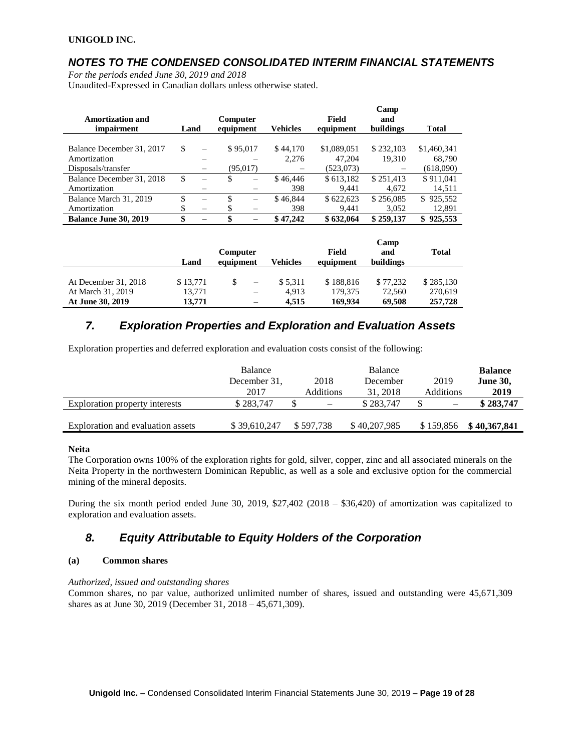**UNIGOLD INC.**

## *NOTES TO THE CONDENSED CONSOLIDATED INTERIM FINANCIAL STATEMENTS*

*For the periods ended June 30, 2019 and 2018*
Unaudited-Expressed in Canadian dollars unless otherwise stated.

| Amortization and impairment | Land | Computer equipment | Vehicles | Field equipment | Camp and buildings | Total |
|---|---|---|---|---|---|---|
| Balance December 31, 2017 | $ – | $ 95,017 | $ 44,170 | $1,089,051 | $ 232,103 | $1,460,341 |
| Amortization | – | – | 2,276 | 47,204 | 19,310 | 68,790 |
| Disposals/transfer | – | (95,017) | – | (523,073) | – | (618,090) |
| Balance December 31, 2018 | $ – | $ – | $ 46,446 | $ 613,182 | $ 251,413 | $ 911,041 |
| Amortization | – | – | 398 | 9,441 | 4,672 | 14,511 |
| Balance March 31, 2019 | $ – | $ – | $ 46,844 | $ 622,623 | $ 256,085 | $ 925,552 |
| Amortization | $ – | $ – | 398 | 9,441 | 3,052 | 12,891 |
| **Balance June 30, 2019** | **$ –** | **$ –** | **$ 47,242** | **$ 632,064** | **$ 259,137** | **$ 925,553** |

| | Land | Computer equipment | Vehicles | Field equipment | Camp and buildings | Total |
|---|---|---|---|---|---|---|
| At December 31, 2018 | $ 13,771 | $ – | $ 5,311 | $ 188,816 | $ 77,232 | $ 285,130 |
| At March 31, 2019 | 13,771 | – | 4,913 | 179,375 | 72,560 | 270,619 |
| **At June 30, 2019** | **13,771** | **–** | **4,515** | **169,934** | **69,508** | **257,728** |

## *7. Exploration Properties and Exploration and Evaluation Assets*

Exploration properties and deferred exploration and evaluation costs consist of the following:

| | Balance December 31, 2017 | 2018 Additions | Balance December 31, 2018 | 2019 Additions | **Balance June 30, 2019** |
|---|---|---|---|---|---|
| Exploration property interests | $ 283,747 | $ – | $ 283,747 | $ – | **$ 283,747** |
| Exploration and evaluation assets | $ 39,610,247 | $ 597,738 | $ 40,207,985 | $ 159,856 | **$ 40,367,841** |

**Neita**

The Corporation owns 100% of the exploration rights for gold, silver, copper, zinc and all associated minerals on the Neita Property in the northwestern Dominican Republic, as well as a sole and exclusive option for the commercial mining of the mineral deposits.

During the six month period ended June 30, 2019, $27,402 (2018 – $36,420) of amortization was capitalized to exploration and evaluation assets.

## *8. Equity Attributable to Equity Holders of the Corporation*

**(a) Common shares**

*Authorized, issued and outstanding shares*

Common shares, no par value, authorized unlimited number of shares, issued and outstanding were 45,671,309 shares as at June 30, 2019 (December 31, 2018 – 45,671,309).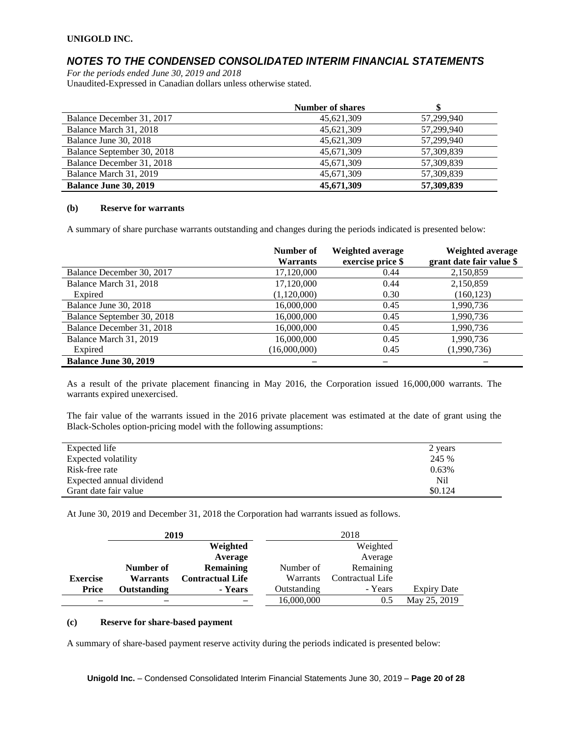**UNIGOLD INC.**

## *NOTES TO THE CONDENSED CONSOLIDATED INTERIM FINANCIAL STATEMENTS*

*For the periods ended June 30, 2019 and 2018*

Unaudited-Expressed in Canadian dollars unless otherwise stated.

| | Number of shares | $ |
|---|---|---|
| Balance December 31, 2017 | 45,621,309 | 57,299,940 |
| Balance March 31, 2018 | 45,621,309 | 57,299,940 |
| Balance June 30, 2018 | 45,621,309 | 57,299,940 |
| Balance September 30, 2018 | 45,671,309 | 57,309,839 |
| Balance December 31, 2018 | 45,671,309 | 57,309,839 |
| Balance March 31, 2019 | 45,671,309 | 57,309,839 |
| **Balance June 30, 2019** | **45,671,309** | **57,309,839** |

#### (b) Reserve for warrants

A summary of share purchase warrants outstanding and changes during the periods indicated is presented below:

| | Number of Warrants | Weighted average exercise price $ | Weighted average grant date fair value $ |
|---|---|---|---|
| Balance December 30, 2017 | 17,120,000 | 0.44 | 2,150,859 |
| Balance March 31, 2018 | 17,120,000 | 0.44 | 2,150,859 |
| Expired | (1,120,000) | 0.30 | (160,123) |
| Balance June 30, 2018 | 16,000,000 | 0.45 | 1,990,736 |
| Balance September 30, 2018 | 16,000,000 | 0.45 | 1,990,736 |
| Balance December 31, 2018 | 16,000,000 | 0.45 | 1,990,736 |
| Balance March 31, 2019 | 16,000,000 | 0.45 | 1,990,736 |
| Expired | (16,000,000) | 0.45 | (1,990,736) |
| **Balance June 30, 2019** | – | – | – |

As a result of the private placement financing in May 2016, the Corporation issued 16,000,000 warrants. The warrants expired unexercised.

The fair value of the warrants issued in the 2016 private placement was estimated at the date of grant using the Black-Scholes option-pricing model with the following assumptions:

| | |
|---|---|
| Expected life | 2 years |
| Expected volatility | 245 % |
| Risk-free rate | 0.63% |
| Expected annual dividend | Nil |
| Grant date fair value | $0.124 |

At June 30, 2019 and December 31, 2018 the Corporation had warrants issued as follows.

| | 2019 | | 2018 | | |
|---|---|---|---|---|---|
| Exercise Price | Number of Warrants Outstanding | Weighted Average Remaining Contractual Life - Years | Number of Warrants Outstanding | Weighted Average Remaining Contractual Life - Years | Expiry Date |
| – | – | – | 16,000,000 | 0.5 | May 25, 2019 |

#### (c) Reserve for share-based payment

A summary of share-based payment reserve activity during the periods indicated is presented below: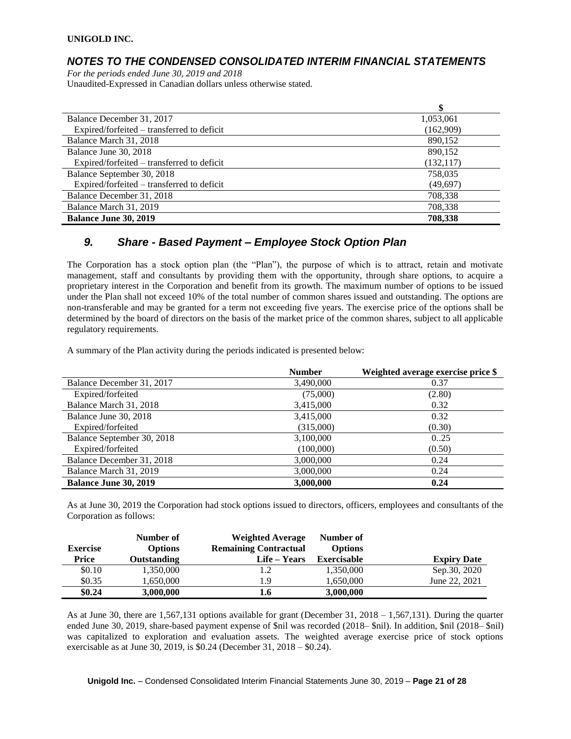**UNIGOLD INC.**

## *NOTES TO THE CONDENSED CONSOLIDATED INTERIM FINANCIAL STATEMENTS*

*For the periods ended June 30, 2019 and 2018*
Unaudited-Expressed in Canadian dollars unless otherwise stated.

| | $ |
|---|---|
| Balance December 31, 2017 | 1,053,061 |
| Expired/forfeited – transferred to deficit | (162,909) |
| Balance March 31, 2018 | 890,152 |
| Balance June 30, 2018 | 890,152 |
| Expired/forfeited – transferred to deficit | (132,117) |
| Balance September 30, 2018 | 758,035 |
| Expired/forfeited – transferred to deficit | (49,697) |
| Balance December 31, 2018 | 708,338 |
| Balance March 31, 2019 | 708,338 |
| **Balance June 30, 2019** | **708,338** |

## *9. Share - Based Payment – Employee Stock Option Plan*

The Corporation has a stock option plan (the "Plan"), the purpose of which is to attract, retain and motivate management, staff and consultants by providing them with the opportunity, through share options, to acquire a proprietary interest in the Corporation and benefit from its growth. The maximum number of options to be issued under the Plan shall not exceed 10% of the total number of common shares issued and outstanding. The options are non-transferable and may be granted for a term not exceeding five years. The exercise price of the options shall be determined by the board of directors on the basis of the market price of the common shares, subject to all applicable regulatory requirements.

A summary of the Plan activity during the periods indicated is presented below:

| | Number | Weighted average exercise price $ |
|---|---|---|
| Balance December 31, 2017 | 3,490,000 | 0.37 |
| Expired/forfeited | (75,000) | (2.80) |
| Balance March 31, 2018 | 3,415,000 | 0.32 |
| Balance June 30, 2018 | 3,415,000 | 0.32 |
| Expired/forfeited | (315,000) | (0.30) |
| Balance September 30, 2018 | 3,100,000 | 0..25 |
| Expired/forfeited | (100,000) | (0.50) |
| Balance December 31, 2018 | 3,000,000 | 0.24 |
| Balance March 31, 2019 | 3,000,000 | 0.24 |
| **Balance June 30, 2019** | **3,000,000** | **0.24** |

As at June 30, 2019 the Corporation had stock options issued to directors, officers, employees and consultants of the Corporation as follows:

| Exercise Price | Number of Options Outstanding | Weighted Average Remaining Contractual Life – Years | Number of Options Exercisable | Expiry Date |
|---|---|---|---|---|
| $0.10 | 1,350,000 | 1.2 | 1,350,000 | Sep.30, 2020 |
| $0.35 | 1,650,000 | 1.9 | 1,650,000 | June 22, 2021 |
| **$0.24** | **3,000,000** | **1.6** | **3,000,000** | |

As at June 30, there are 1,567,131 options available for grant (December 31, 2018 – 1,567,131). During the quarter ended June 30, 2019, share-based payment expense of $nil was recorded (2018– $nil). In addition, $nil (2018– $nil) was capitalized to exploration and evaluation assets. The weighted average exercise price of stock options exercisable as at June 30, 2019, is $0.24 (December 31, 2018 – $0.24).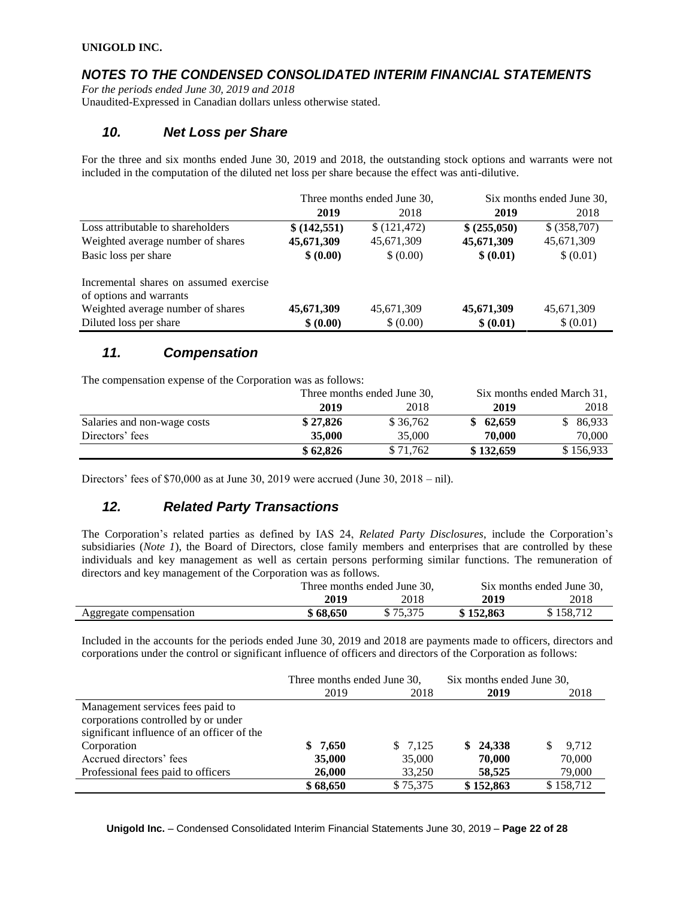**UNIGOLD INC.**

## *NOTES TO THE CONDENSED CONSOLIDATED INTERIM FINANCIAL STATEMENTS*

*For the periods ended June 30, 2019 and 2018*
Unaudited-Expressed in Canadian dollars unless otherwise stated.

## *10. Net Loss per Share*

For the three and six months ended June 30, 2019 and 2018, the outstanding stock options and warrants were not included in the computation of the diluted net loss per share because the effect was anti-dilutive.

| | Three months ended June 30, | | Six months ended June 30, | |
|---|---|---|---|---|
| | **2019** | 2018 | **2019** | 2018 |
| Loss attributable to shareholders | **$ (142,551)** | $ (121,472) | **$ (255,050)** | $ (358,707) |
| Weighted average number of shares | **45,671,309** | 45,671,309 | **45,671,309** | 45,671,309 |
| Basic loss per share | **$ (0.00)** | $ (0.00) | **$ (0.01)** | $ (0.01) |
| Incremental shares on assumed exercise of options and warrants | | | | |
| Weighted average number of shares | **45,671,309** | 45,671,309 | **45,671,309** | 45,671,309 |
| Diluted loss per share | **$ (0.00)** | $ (0.00) | **$ (0.01)** | $ (0.01) |

## *11. Compensation*

The compensation expense of the Corporation was as follows:

| | Three months ended June 30, | | Six months ended March 31, | |
|---|---|---|---|---|
| | **2019** | 2018 | **2019** | 2018 |
| Salaries and non-wage costs | **$ 27,826** | $ 36,762 | **$ 62,659** | $ 86,933 |
| Directors' fees | **35,000** | 35,000 | **70,000** | 70,000 |
| | **$ 62,826** | $ 71,762 | **$ 132,659** | $ 156,933 |

Directors' fees of $70,000 as at June 30, 2019 were accrued (June 30, 2018 – nil).

## *12. Related Party Transactions*

The Corporation's related parties as defined by IAS 24, *Related Party Disclosures*, include the Corporation's subsidiaries (*Note 1*), the Board of Directors, close family members and enterprises that are controlled by these individuals and key management as well as certain persons performing similar functions. The remuneration of directors and key management of the Corporation was as follows.

| | Three months ended June 30, | | Six months ended June 30, | |
|---|---|---|---|---|
| | **2019** | 2018 | **2019** | 2018 |
| Aggregate compensation | **$ 68,650** | $ 75,375 | **$ 152,863** | $ 158,712 |

Included in the accounts for the periods ended June 30, 2019 and 2018 are payments made to officers, directors and corporations under the control or significant influence of officers and directors of the Corporation as follows:

| | Three months ended June 30, | | Six months ended June 30, | |
|---|---|---|---|---|
| | 2019 | 2018 | **2019** | 2018 |
| Management services fees paid to corporations controlled by or under significant influence of an officer of the Corporation | **$ 7,650** | $ 7,125 | **$ 24,338** | $ 9,712 |
| Accrued directors' fees | **35,000** | 35,000 | **70,000** | 70,000 |
| Professional fees paid to officers | **26,000** | 33,250 | **58,525** | 79,000 |
| | **$ 68,650** | $ 75,375 | **$ 152,863** | $ 158,712 |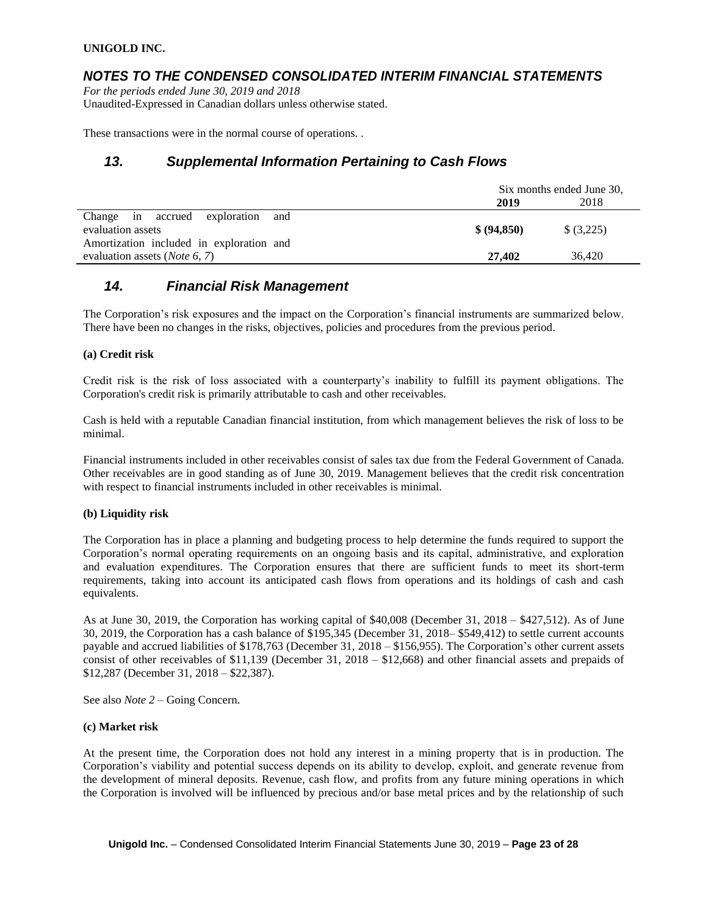These transactions were in the normal course of operations. .

## 13. Supplemental Information Pertaining to Cash Flows

| | Six months ended June 30, | |
|---|---|---|
| | **2019** | 2018 |
| Change in accrued exploration and evaluation assets | **$ (94,850)** | $ (3,225) |
| Amortization included in exploration and evaluation assets (*Note 6, 7*) | **27,402** | 36,420 |

## 14. Financial Risk Management

The Corporation's risk exposures and the impact on the Corporation's financial instruments are summarized below. There have been no changes in the risks, objectives, policies and procedures from the previous period.

**(a) Credit risk**

Credit risk is the risk of loss associated with a counterparty's inability to fulfill its payment obligations. The Corporation's credit risk is primarily attributable to cash and other receivables.

Cash is held with a reputable Canadian financial institution, from which management believes the risk of loss to be minimal.

Financial instruments included in other receivables consist of sales tax due from the Federal Government of Canada. Other receivables are in good standing as of June 30, 2019. Management believes that the credit risk concentration with respect to financial instruments included in other receivables is minimal.

**(b) Liquidity risk**

The Corporation has in place a planning and budgeting process to help determine the funds required to support the Corporation's normal operating requirements on an ongoing basis and its capital, administrative, and exploration and evaluation expenditures. The Corporation ensures that there are sufficient funds to meet its short-term requirements, taking into account its anticipated cash flows from operations and its holdings of cash and cash equivalents.

As at June 30, 2019, the Corporation has working capital of $40,008 (December 31, 2018 – $427,512). As of June 30, 2019, the Corporation has a cash balance of $195,345 (December 31, 2018– $549,412) to settle current accounts payable and accrued liabilities of $178,763 (December 31, 2018 – $156,955). The Corporation's other current assets consist of other receivables of $11,139 (December 31, 2018 – $12,668) and other financial assets and prepaids of $12,287 (December 31, 2018 – $22,387).

See also *Note 2* – Going Concern.

**(c) Market risk**

At the present time, the Corporation does not hold any interest in a mining property that is in production. The Corporation's viability and potential success depends on its ability to develop, exploit, and generate revenue from the development of mineral deposits. Revenue, cash flow, and profits from any future mining operations in which the Corporation is involved will be influenced by precious and/or base metal prices and by the relationship of such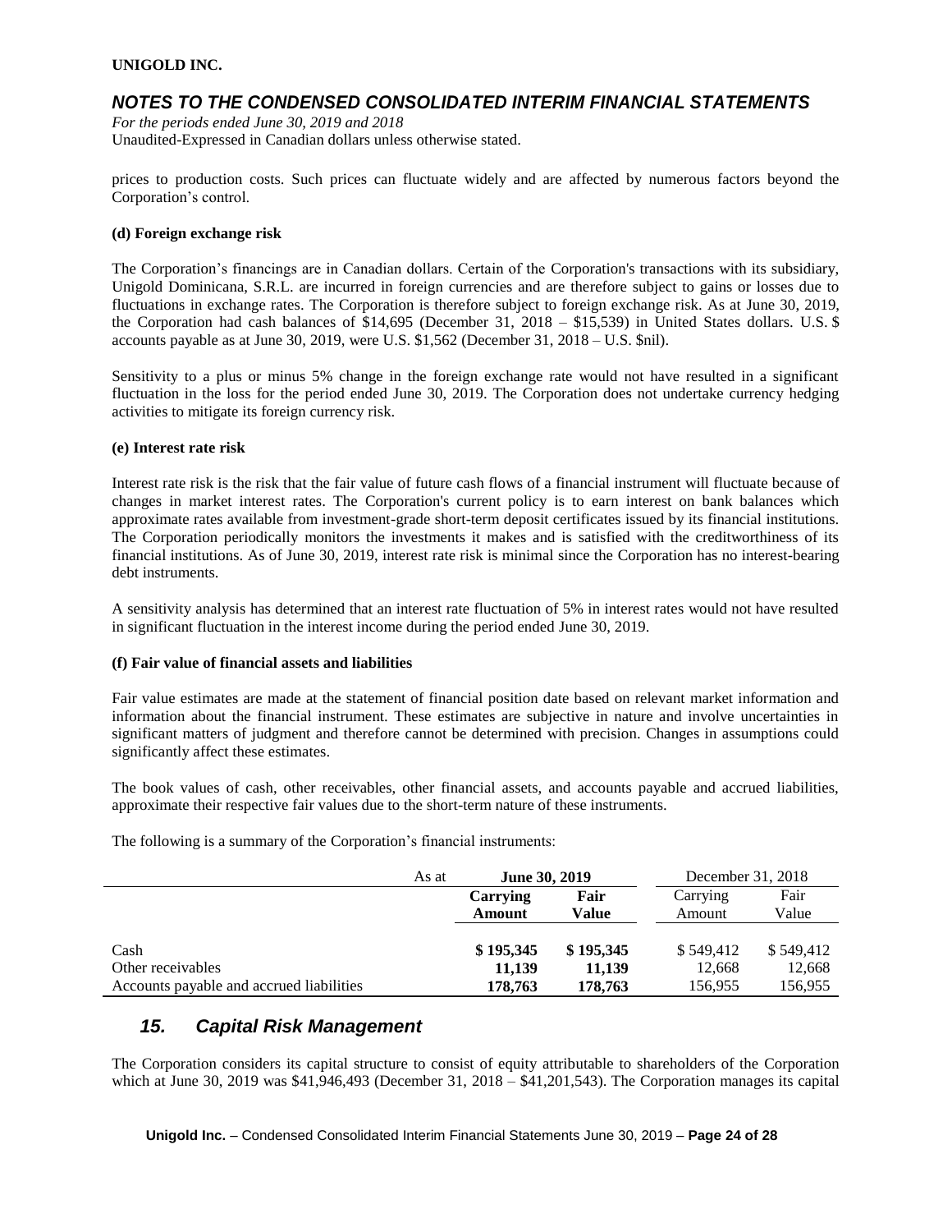prices to production costs. Such prices can fluctuate widely and are affected by numerous factors beyond the Corporation's control.

**(d) Foreign exchange risk**

The Corporation's financings are in Canadian dollars. Certain of the Corporation's transactions with its subsidiary, Unigold Dominicana, S.R.L. are incurred in foreign currencies and are therefore subject to gains or losses due to fluctuations in exchange rates. The Corporation is therefore subject to foreign exchange risk. As at June 30, 2019, the Corporation had cash balances of $14,695 (December 31, 2018 – $15,539) in United States dollars. U.S. $ accounts payable as at June 30, 2019, were U.S. $1,562 (December 31, 2018 – U.S. $nil).

Sensitivity to a plus or minus 5% change in the foreign exchange rate would not have resulted in a significant fluctuation in the loss for the period ended June 30, 2019. The Corporation does not undertake currency hedging activities to mitigate its foreign currency risk.

**(e) Interest rate risk**

Interest rate risk is the risk that the fair value of future cash flows of a financial instrument will fluctuate because of changes in market interest rates. The Corporation's current policy is to earn interest on bank balances which approximate rates available from investment-grade short-term deposit certificates issued by its financial institutions. The Corporation periodically monitors the investments it makes and is satisfied with the creditworthiness of its financial institutions. As of June 30, 2019, interest rate risk is minimal since the Corporation has no interest-bearing debt instruments.

A sensitivity analysis has determined that an interest rate fluctuation of 5% in interest rates would not have resulted in significant fluctuation in the interest income during the period ended June 30, 2019.

**(f) Fair value of financial assets and liabilities**

Fair value estimates are made at the statement of financial position date based on relevant market information and information about the financial instrument. These estimates are subjective in nature and involve uncertainties in significant matters of judgment and therefore cannot be determined with precision. Changes in assumptions could significantly affect these estimates.

The book values of cash, other receivables, other financial assets, and accounts payable and accrued liabilities, approximate their respective fair values due to the short-term nature of these instruments.

The following is a summary of the Corporation's financial instruments:

| As at | **June 30, 2019** | | December 31, 2018 | |
|---|---|---|---|---|
| | **Carrying Amount** | **Fair Value** | Carrying Amount | Fair Value |
| Cash | **$ 195,345** | **$ 195,345** | $ 549,412 | $ 549,412 |
| Other receivables | **11,139** | **11,139** | 12,668 | 12,668 |
| Accounts payable and accrued liabilities | **178,763** | **178,763** | 156,955 | 156,955 |

## *15. Capital Risk Management*

The Corporation considers its capital structure to consist of equity attributable to shareholders of the Corporation which at June 30, 2019 was $41,946,493 (December 31, 2018 – $41,201,543). The Corporation manages its capital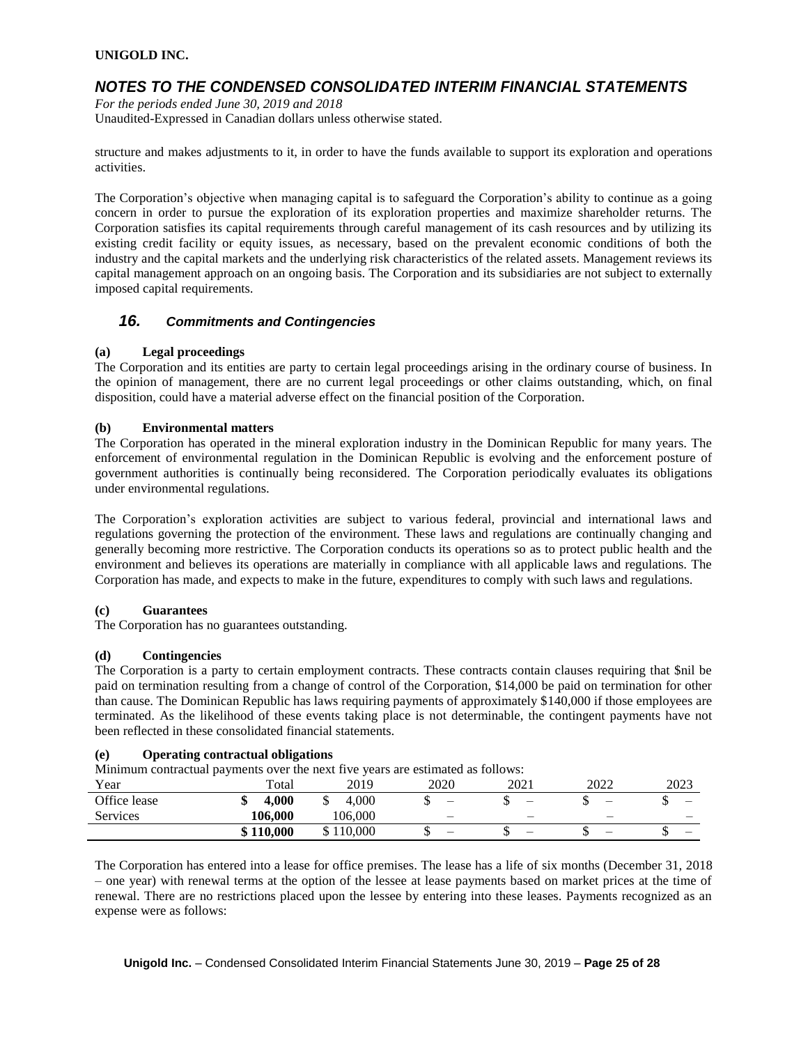structure and makes adjustments to it, in order to have the funds available to support its exploration and operations activities.

The Corporation's objective when managing capital is to safeguard the Corporation's ability to continue as a going concern in order to pursue the exploration of its exploration properties and maximize shareholder returns. The Corporation satisfies its capital requirements through careful management of its cash resources and by utilizing its existing credit facility or equity issues, as necessary, based on the prevalent economic conditions of both the industry and the capital markets and the underlying risk characteristics of the related assets. Management reviews its capital management approach on an ongoing basis. The Corporation and its subsidiaries are not subject to externally imposed capital requirements.

## 16. *Commitments and Contingencies*

**(a) Legal proceedings**

The Corporation and its entities are party to certain legal proceedings arising in the ordinary course of business. In the opinion of management, there are no current legal proceedings or other claims outstanding, which, on final disposition, could have a material adverse effect on the financial position of the Corporation.

**(b) Environmental matters**

The Corporation has operated in the mineral exploration industry in the Dominican Republic for many years. The enforcement of environmental regulation in the Dominican Republic is evolving and the enforcement posture of government authorities is continually being reconsidered. The Corporation periodically evaluates its obligations under environmental regulations.

The Corporation's exploration activities are subject to various federal, provincial and international laws and regulations governing the protection of the environment. These laws and regulations are continually changing and generally becoming more restrictive. The Corporation conducts its operations so as to protect public health and the environment and believes its operations are materially in compliance with all applicable laws and regulations. The Corporation has made, and expects to make in the future, expenditures to comply with such laws and regulations.

**(c) Guarantees**

The Corporation has no guarantees outstanding.

**(d) Contingencies**

The Corporation is a party to certain employment contracts. These contracts contain clauses requiring that $nil be paid on termination resulting from a change of control of the Corporation, $14,000 be paid on termination for other than cause. The Dominican Republic has laws requiring payments of approximately $140,000 if those employees are terminated. As the likelihood of these events taking place is not determinable, the contingent payments have not been reflected in these consolidated financial statements.

**(e) Operating contractual obligations**

Minimum contractual payments over the next five years are estimated as follows:

| Year | Total | 2019 | 2020 | 2021 | 2022 | 2023 |
|---|---|---|---|---|---|---|
| Office lease | **$ 4,000** | $ 4,000 | $ – | $ – | $ – | $ – |
| Services | **106,000** | 106,000 | – | – | – | – |
| | **$ 110,000** | $ 110,000 | $ – | $ – | $ – | $ – |

The Corporation has entered into a lease for office premises. The lease has a life of six months (December 31, 2018 – one year) with renewal terms at the option of the lessee at lease payments based on market prices at the time of renewal. There are no restrictions placed upon the lessee by entering into these leases. Payments recognized as an expense were as follows: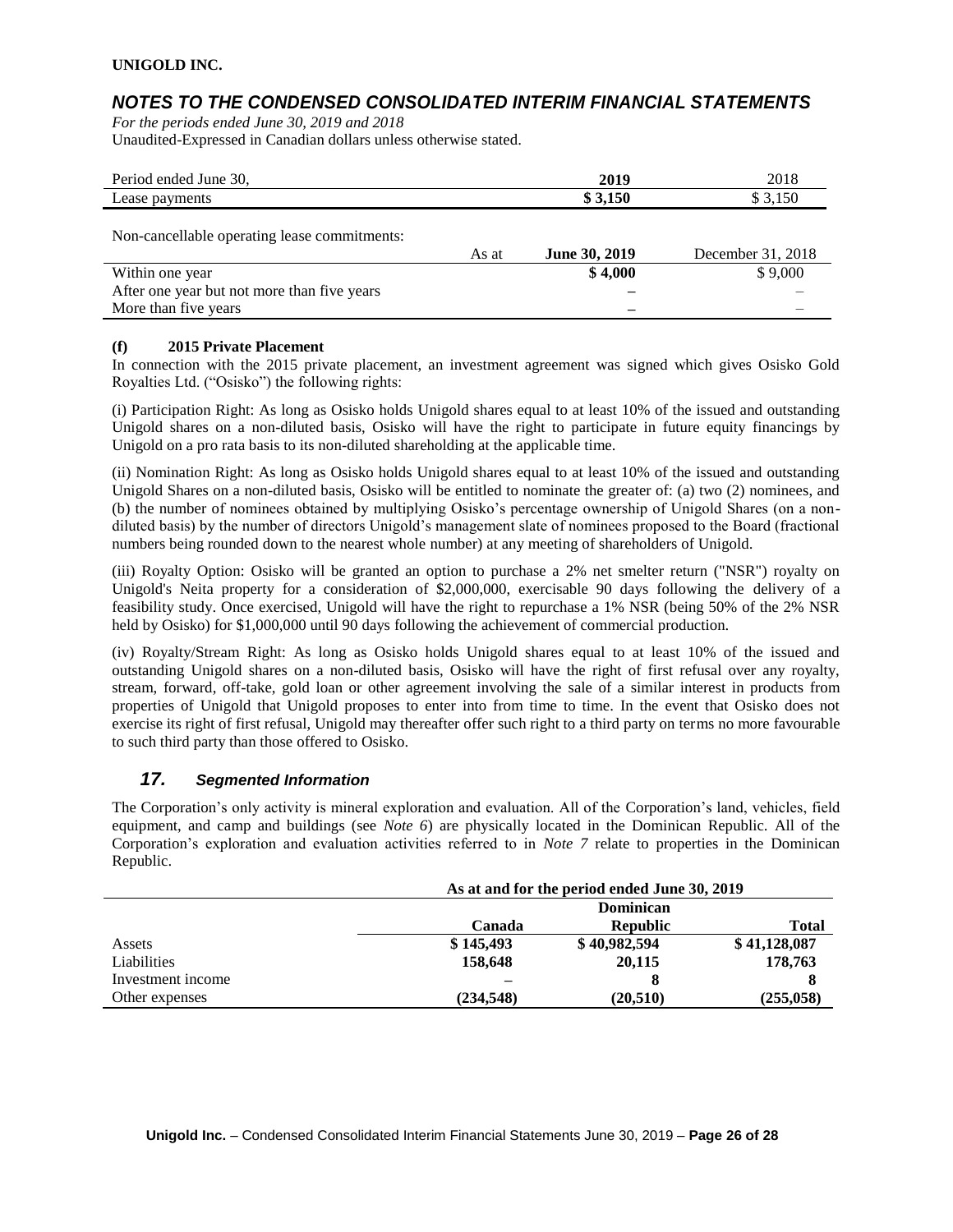| Period ended June 30, | 2019 | 2018 |
|---|---|---|
| Lease payments | **$ 3,150** | $ 3,150 |

Non-cancellable operating lease commitments:

| As at | **June 30, 2019** | December 31, 2018 |
|---|---|---|
| Within one year | **$ 4,000** | $ 9,000 |
| After one year but not more than five years | **–** | – |
| More than five years | **–** | – |

**(f) 2015 Private Placement**

In connection with the 2015 private placement, an investment agreement was signed which gives Osisko Gold Royalties Ltd. ("Osisko") the following rights:

(i) Participation Right: As long as Osisko holds Unigold shares equal to at least 10% of the issued and outstanding Unigold shares on a non-diluted basis, Osisko will have the right to participate in future equity financings by Unigold on a pro rata basis to its non-diluted shareholding at the applicable time.

(ii) Nomination Right: As long as Osisko holds Unigold shares equal to at least 10% of the issued and outstanding Unigold Shares on a non-diluted basis, Osisko will be entitled to nominate the greater of: (a) two (2) nominees, and (b) the number of nominees obtained by multiplying Osisko's percentage ownership of Unigold Shares (on a non-diluted basis) by the number of directors Unigold's management slate of nominees proposed to the Board (fractional numbers being rounded down to the nearest whole number) at any meeting of shareholders of Unigold.

(iii) Royalty Option: Osisko will be granted an option to purchase a 2% net smelter return ("NSR") royalty on Unigold's Neita property for a consideration of $2,000,000, exercisable 90 days following the delivery of a feasibility study. Once exercised, Unigold will have the right to repurchase a 1% NSR (being 50% of the 2% NSR held by Osisko) for $1,000,000 until 90 days following the achievement of commercial production.

(iv) Royalty/Stream Right: As long as Osisko holds Unigold shares equal to at least 10% of the issued and outstanding Unigold shares on a non-diluted basis, Osisko will have the right of first refusal over any royalty, stream, forward, off-take, gold loan or other agreement involving the sale of a similar interest in products from properties of Unigold that Unigold proposes to enter into from time to time. In the event that Osisko does not exercise its right of first refusal, Unigold may thereafter offer such right to a third party on terms no more favourable to such third party than those offered to Osisko.

## *17. Segmented Information*

The Corporation's only activity is mineral exploration and evaluation. All of the Corporation's land, vehicles, field equipment, and camp and buildings (see *Note 6*) are physically located in the Dominican Republic. All of the Corporation's exploration and evaluation activities referred to in *Note 7* relate to properties in the Dominican Republic.

| | **As at and for the period ended June 30, 2019** | | |
|---|---|---|---|
| | **Canada** | **Dominican Republic** | **Total** |
| Assets | **$ 145,493** | **$ 40,982,594** | **$ 41,128,087** |
| Liabilities | **158,648** | **20,115** | **178,763** |
| Investment income | **–** | **8** | **8** |
| Other expenses | **(234,548)** | **(20,510)** | **(255,058)** |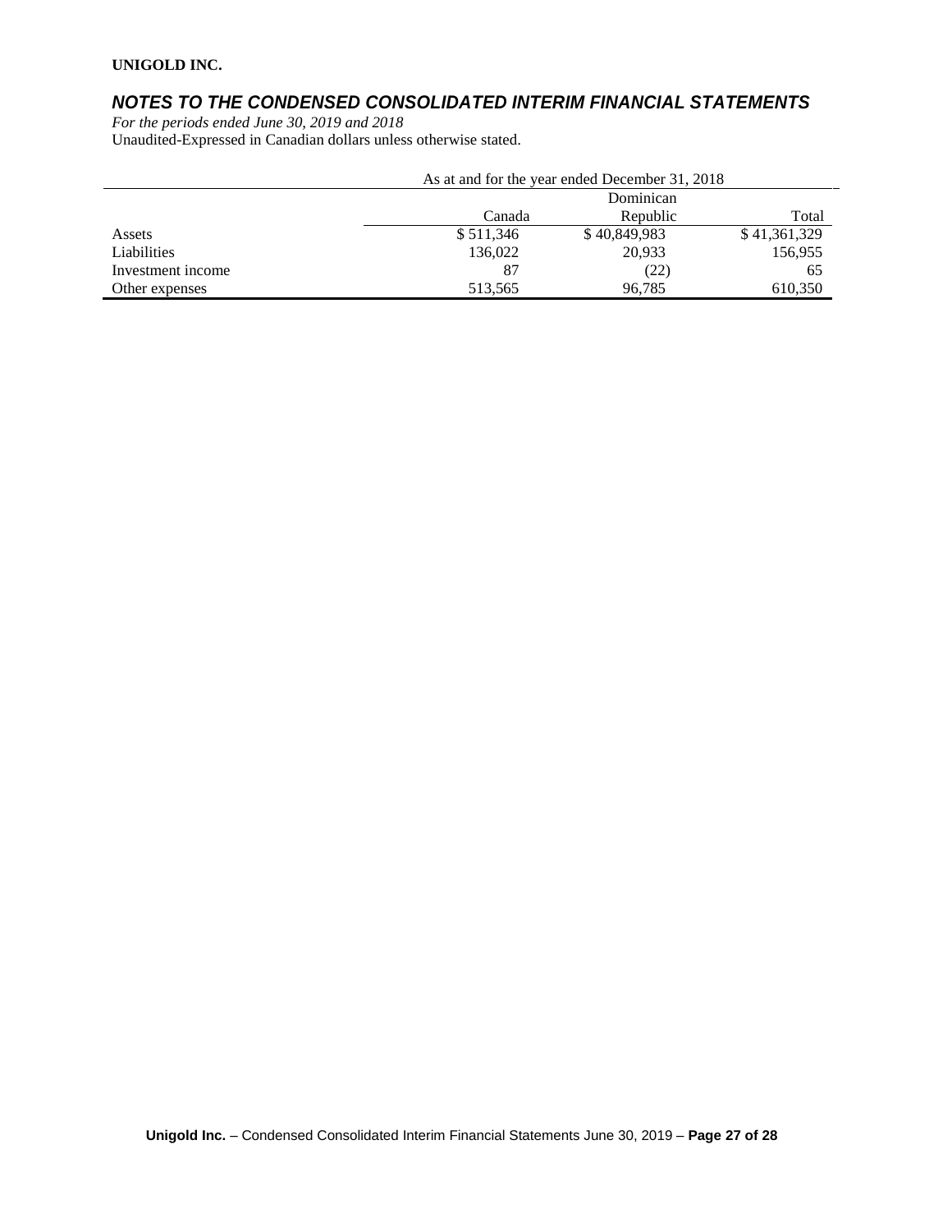| | As at and for the year ended December 31, 2018 | | |
|---|---|---|---|
| | Canada | Dominican Republic | Total |
| Assets | $ 511,346 | $ 40,849,983 | $ 41,361,329 |
| Liabilities | 136,022 | 20,933 | 156,955 |
| Investment income | 87 | (22) | 65 |
| Other expenses | 513,565 | 96,785 | 610,350 |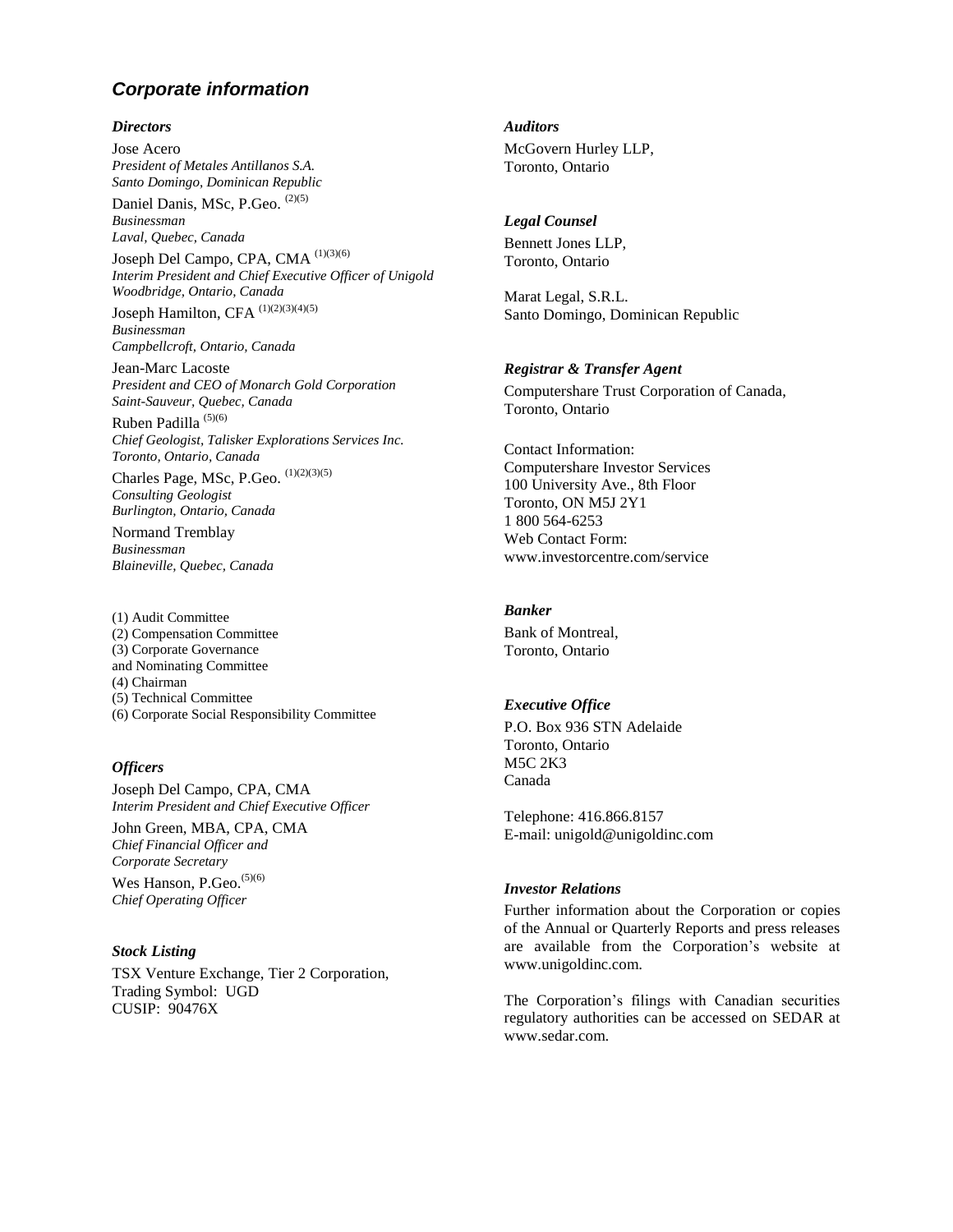## *Corporate information*

### *Directors*

Jose Acero
*President of Metales Antillanos S.A.*
*Santo Domingo, Dominican Republic*

Daniel Danis, MSc, P.Geo. (2)(5)
*Businessman*
*Laval, Quebec, Canada*

Joseph Del Campo, CPA, CMA (1)(3)(6)
*Interim President and Chief Executive Officer of Unigold*
*Woodbridge, Ontario, Canada*

Joseph Hamilton, CFA (1)(2)(3)(4)(5)
*Businessman*
*Campbellcroft, Ontario, Canada*

Jean-Marc Lacoste
*President and CEO of Monarch Gold Corporation*
*Saint-Sauveur, Quebec, Canada*

Ruben Padilla (5)(6)
*Chief Geologist, Talisker Explorations Services Inc.*
*Toronto, Ontario, Canada*

Charles Page, MSc, P.Geo. (1)(2)(3)(5)
*Consulting Geologist*
*Burlington, Ontario, Canada*

Normand Tremblay
*Businessman*
*Blaineville, Quebec, Canada*

(1) Audit Committee
(2) Compensation Committee
(3) Corporate Governance and Nominating Committee
(4) Chairman
(5) Technical Committee
(6) Corporate Social Responsibility Committee

### *Officers*

Joseph Del Campo, CPA, CMA
*Interim President and Chief Executive Officer*

John Green, MBA, CPA, CMA
*Chief Financial Officer and Corporate Secretary*

Wes Hanson, P.Geo.(5)(6)
*Chief Operating Officer*

### *Stock Listing*

TSX Venture Exchange, Tier 2 Corporation,
Trading Symbol: UGD
CUSIP: 90476X

### *Auditors*

McGovern Hurley LLP,
Toronto, Ontario

### *Legal Counsel*

Bennett Jones LLP,
Toronto, Ontario

Marat Legal, S.R.L.
Santo Domingo, Dominican Republic

### *Registrar & Transfer Agent*

Computershare Trust Corporation of Canada,
Toronto, Ontario

Contact Information:
Computershare Investor Services
100 University Ave., 8th Floor
Toronto, ON M5J 2Y1
1 800 564-6253
Web Contact Form:
www.investorcentre.com/service

### *Banker*

Bank of Montreal,
Toronto, Ontario

### *Executive Office*

P.O. Box 936 STN Adelaide
Toronto, Ontario
M5C 2K3
Canada

Telephone: 416.866.8157
E-mail: unigold@unigoldinc.com

### *Investor Relations*

Further information about the Corporation or copies of the Annual or Quarterly Reports and press releases are available from the Corporation's website at www.unigoldinc.com.

The Corporation's filings with Canadian securities regulatory authorities can be accessed on SEDAR at www.sedar.com.